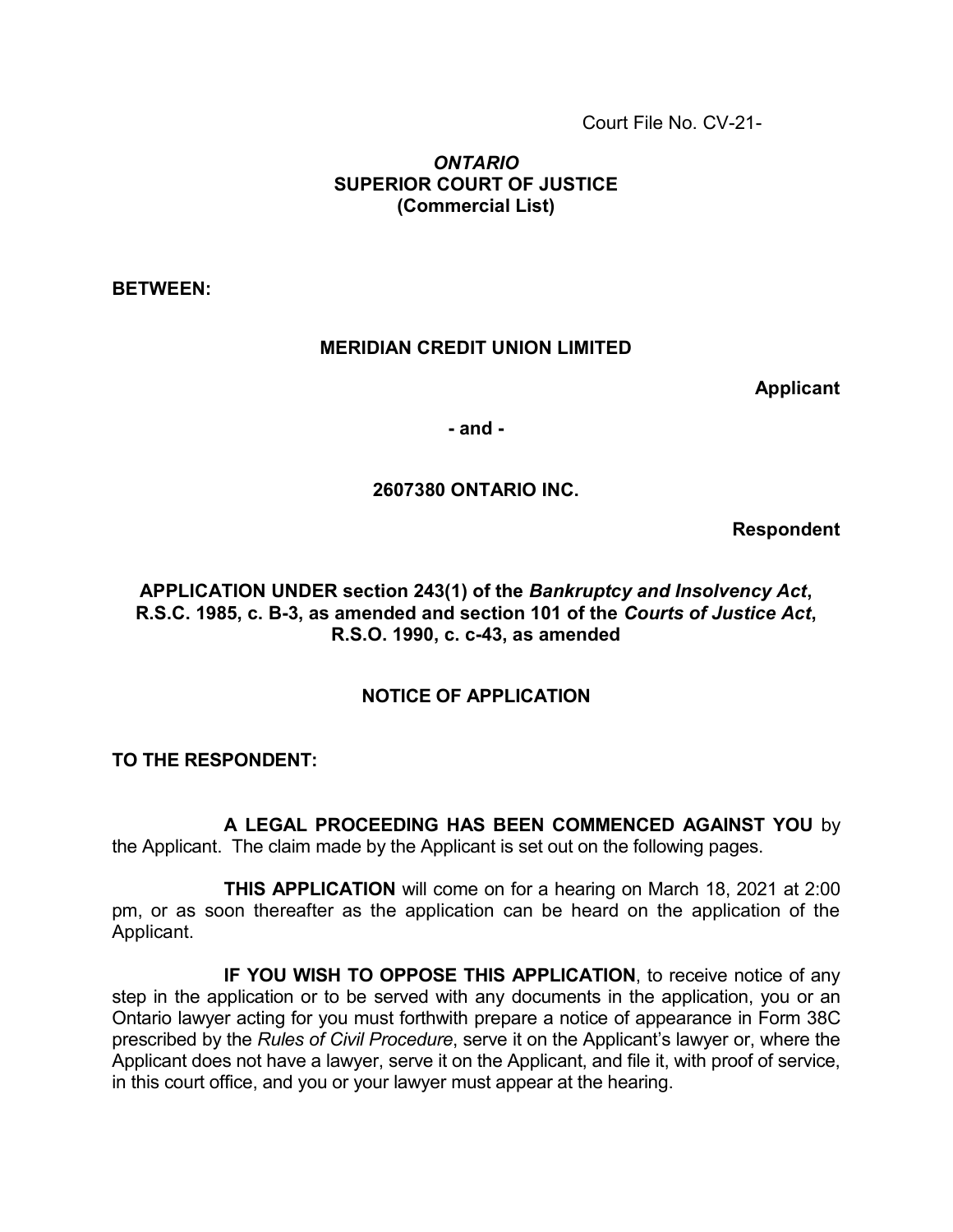Court File No. CV-21-

***ONTARIO***
**SUPERIOR COURT OF JUSTICE**
**(Commercial List)**

**BETWEEN:**

**MERIDIAN CREDIT UNION LIMITED**

**Applicant**

**- and -**

**2607380 ONTARIO INC.**

**Respondent**

**APPLICATION UNDER section 243(1) of the *Bankruptcy and Insolvency Act*, R.S.C. 1985, c. B-3, as amended and section 101 of the *Courts of Justice Act*, R.S.O. 1990, c. c-43, as amended**

## NOTICE OF APPLICATION

**TO THE RESPONDENT:**

**A LEGAL PROCEEDING HAS BEEN COMMENCED AGAINST YOU** by the Applicant. The claim made by the Applicant is set out on the following pages.

**THIS APPLICATION** will come on for a hearing on March 18, 2021 at 2:00 pm, or as soon thereafter as the application can be heard on the application of the Applicant.

**IF YOU WISH TO OPPOSE THIS APPLICATION**, to receive notice of any step in the application or to be served with any documents in the application, you or an Ontario lawyer acting for you must forthwith prepare a notice of appearance in Form 38C prescribed by the *Rules of Civil Procedure*, serve it on the Applicant's lawyer or, where the Applicant does not have a lawyer, serve it on the Applicant, and file it, with proof of service, in this court office, and you or your lawyer must appear at the hearing.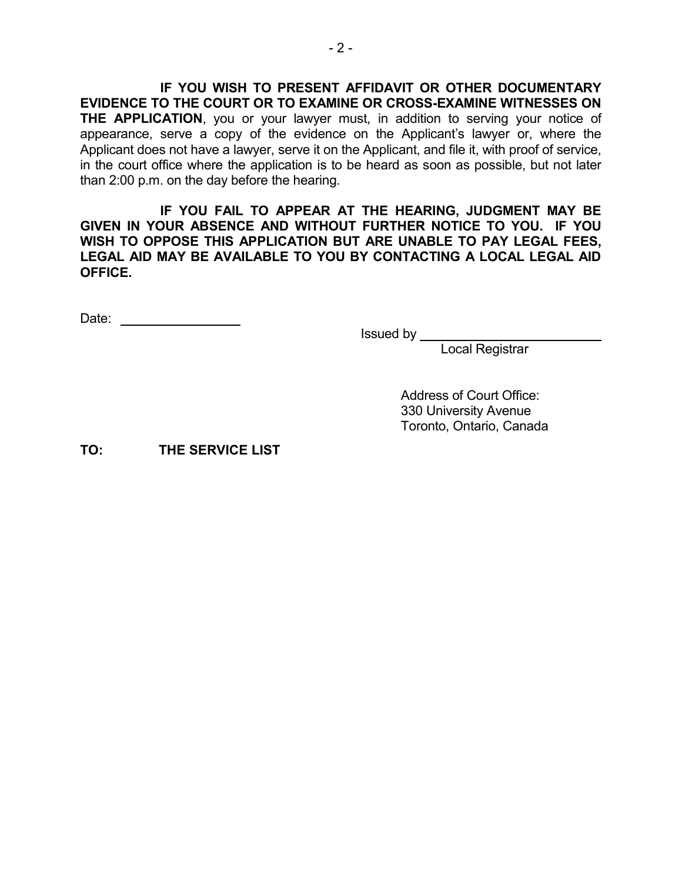**IF YOU WISH TO PRESENT AFFIDAVIT OR OTHER DOCUMENTARY EVIDENCE TO THE COURT OR TO EXAMINE OR CROSS-EXAMINE WITNESSES ON THE APPLICATION**, you or your lawyer must, in addition to serving your notice of appearance, serve a copy of the evidence on the Applicant's lawyer or, where the Applicant does not have a lawyer, serve it on the Applicant, and file it, with proof of service, in the court office where the application is to be heard as soon as possible, but not later than 2:00 p.m. on the day before the hearing.

**IF YOU FAIL TO APPEAR AT THE HEARING, JUDGMENT MAY BE GIVEN IN YOUR ABSENCE AND WITHOUT FURTHER NOTICE TO YOU. IF YOU WISH TO OPPOSE THIS APPLICATION BUT ARE UNABLE TO PAY LEGAL FEES, LEGAL AID MAY BE AVAILABLE TO YOU BY CONTACTING A LOCAL LEGAL AID OFFICE.**

Date: \_\_\_\_\_\_\_\_\_\_\_\_\_\_\_\_

Issued by \_\_\_\_\_\_\_\_\_\_\_\_\_\_\_\_\_\_\_\_\_\_\_\_
Local Registrar

Address of Court Office:
330 University Avenue
Toronto, Ontario, Canada

**TO: THE SERVICE LIST**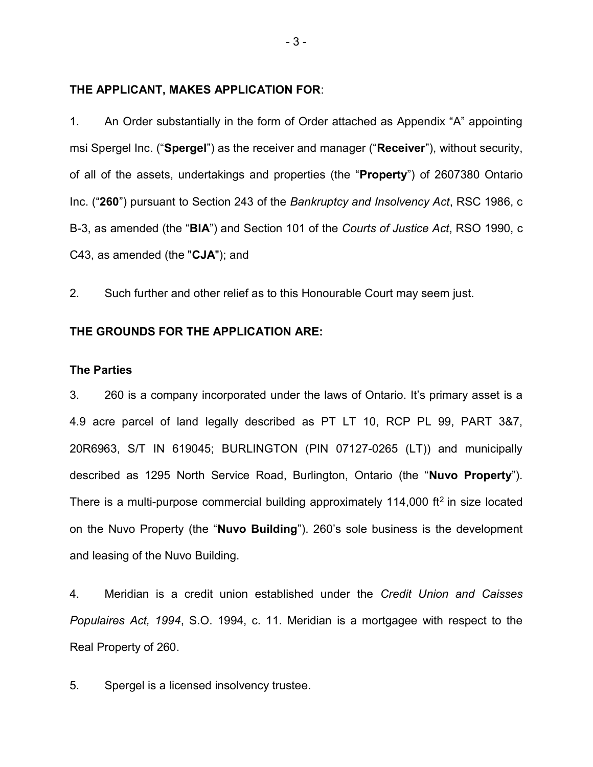**THE APPLICANT, MAKES APPLICATION FOR**:

1. An Order substantially in the form of Order attached as Appendix "A" appointing msi Spergel Inc. ("**Spergel**") as the receiver and manager ("**Receiver**"), without security, of all of the assets, undertakings and properties (the "**Property**") of 2607380 Ontario Inc. ("**260**") pursuant to Section 243 of the *Bankruptcy and Insolvency Act*, RSC 1986, c B-3, as amended (the "**BIA**") and Section 101 of the *Courts of Justice Act*, RSO 1990, c C43, as amended (the "**CJA**"); and

2. Such further and other relief as to this Honourable Court may seem just.

**THE GROUNDS FOR THE APPLICATION ARE:**

**The Parties**

3. 260 is a company incorporated under the laws of Ontario. It's primary asset is a 4.9 acre parcel of land legally described as PT LT 10, RCP PL 99, PART 3&7, 20R6963, S/T IN 619045; BURLINGTON (PIN 07127-0265 (LT)) and municipally described as 1295 North Service Road, Burlington, Ontario (the "**Nuvo Property**"). There is a multi-purpose commercial building approximately 114,000 $ft^2$ in size located on the Nuvo Property (the "**Nuvo Building**"). 260's sole business is the development and leasing of the Nuvo Building.

4. Meridian is a credit union established under the *Credit Union and Caisses Populaires Act, 1994*, S.O. 1994, c. 11. Meridian is a mortgagee with respect to the Real Property of 260.

5. Spergel is a licensed insolvency trustee.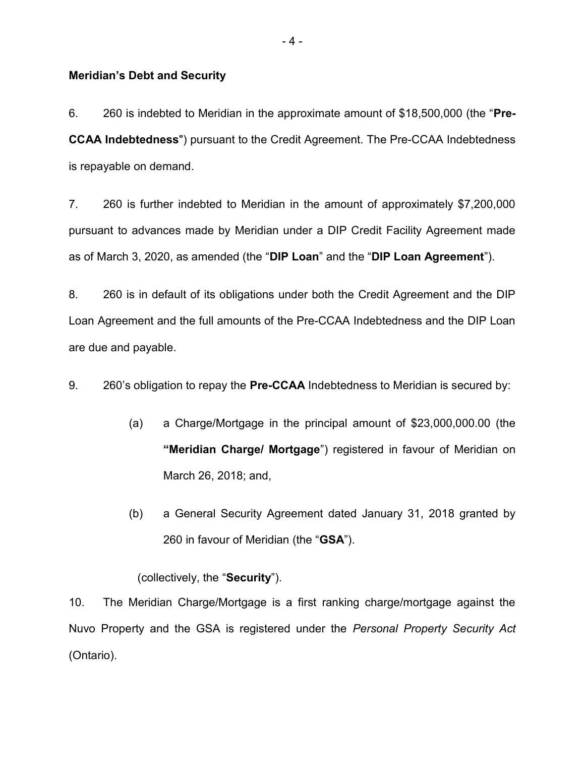**Meridian's Debt and Security**

6. 260 is indebted to Meridian in the approximate amount of $18,500,000 (the "**Pre-CCAA Indebtedness**") pursuant to the Credit Agreement. The Pre-CCAA Indebtedness is repayable on demand.

7. 260 is further indebted to Meridian in the amount of approximately $7,200,000 pursuant to advances made by Meridian under a DIP Credit Facility Agreement made as of March 3, 2020, as amended (the "**DIP Loan**" and the "**DIP Loan Agreement**").

8. 260 is in default of its obligations under both the Credit Agreement and the DIP Loan Agreement and the full amounts of the Pre-CCAA Indebtedness and the DIP Loan are due and payable.

9. 260's obligation to repay the **Pre-CCAA** Indebtedness to Meridian is secured by:

   (a) a Charge/Mortgage in the principal amount of $23,000,000.00 (the **"Meridian Charge/ Mortgage"**) registered in favour of Meridian on March 26, 2018; and,

   (b) a General Security Agreement dated January 31, 2018 granted by 260 in favour of Meridian (the "**GSA**").

   (collectively, the "**Security**").

10. The Meridian Charge/Mortgage is a first ranking charge/mortgage against the Nuvo Property and the GSA is registered under the *Personal Property Security Act* (Ontario).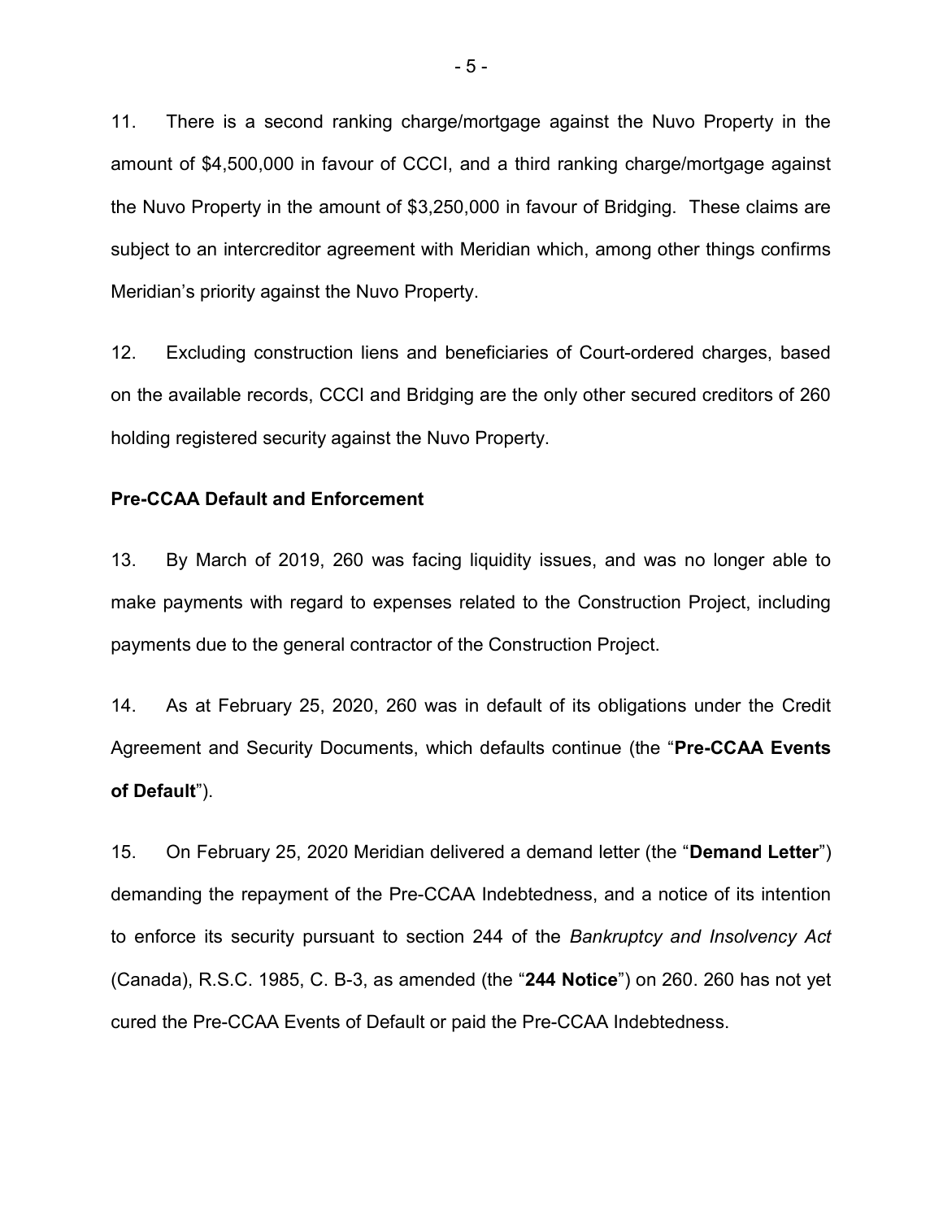11. There is a second ranking charge/mortgage against the Nuvo Property in the amount of $4,500,000 in favour of CCCI, and a third ranking charge/mortgage against the Nuvo Property in the amount of $3,250,000 in favour of Bridging. These claims are subject to an intercreditor agreement with Meridian which, among other things confirms Meridian's priority against the Nuvo Property.

12. Excluding construction liens and beneficiaries of Court-ordered charges, based on the available records, CCCI and Bridging are the only other secured creditors of 260 holding registered security against the Nuvo Property.

**Pre-CCAA Default and Enforcement**

13. By March of 2019, 260 was facing liquidity issues, and was no longer able to make payments with regard to expenses related to the Construction Project, including payments due to the general contractor of the Construction Project.

14. As at February 25, 2020, 260 was in default of its obligations under the Credit Agreement and Security Documents, which defaults continue (the "**Pre-CCAA Events of Default**").

15. On February 25, 2020 Meridian delivered a demand letter (the "**Demand Letter**") demanding the repayment of the Pre-CCAA Indebtedness, and a notice of its intention to enforce its security pursuant to section 244 of the *Bankruptcy and Insolvency Act* (Canada), R.S.C. 1985, C. B-3, as amended (the "**244 Notice**") on 260. 260 has not yet cured the Pre-CCAA Events of Default or paid the Pre-CCAA Indebtedness.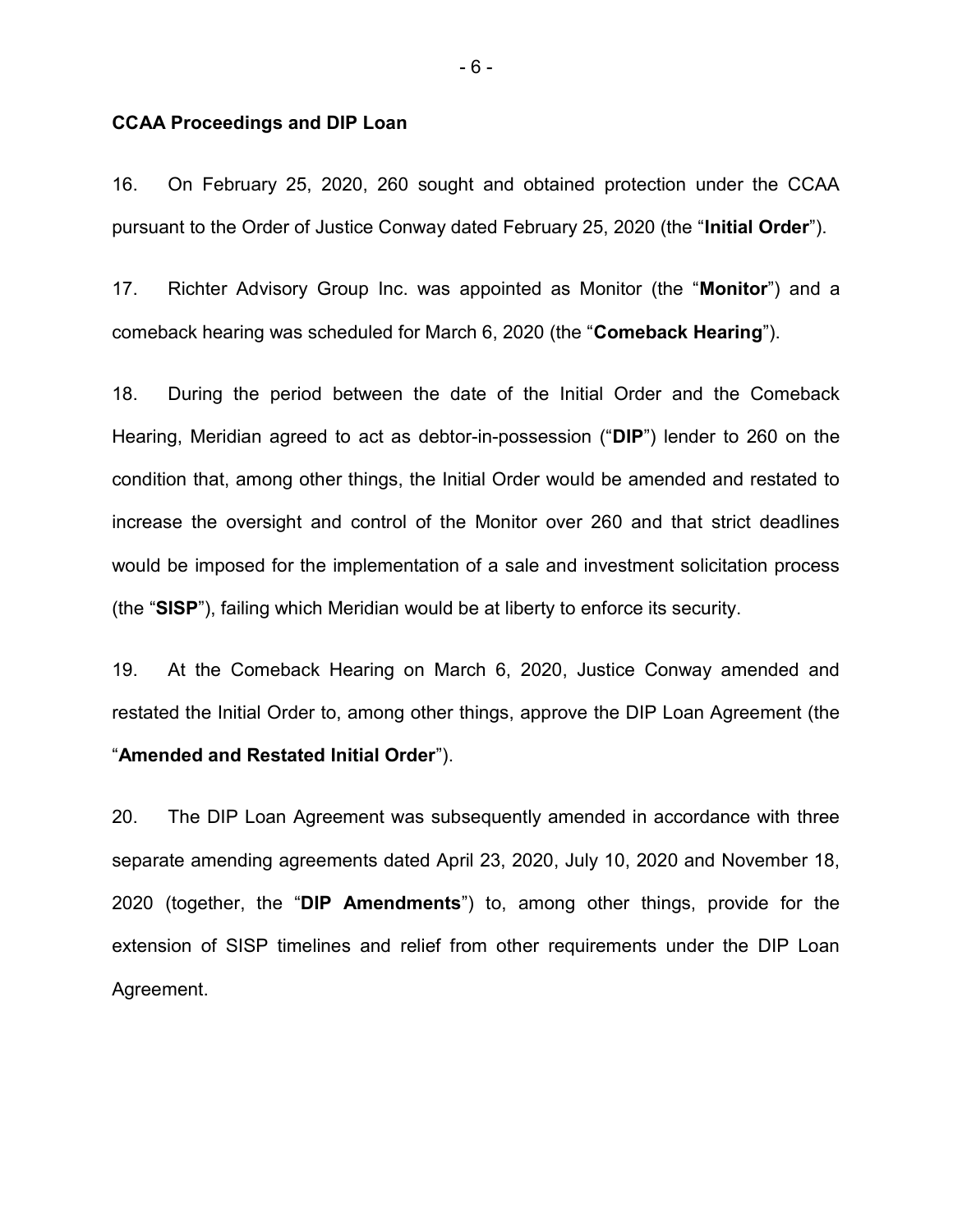**CCAA Proceedings and DIP Loan**

16. On February 25, 2020, 260 sought and obtained protection under the CCAA pursuant to the Order of Justice Conway dated February 25, 2020 (the "**Initial Order**").

17. Richter Advisory Group Inc. was appointed as Monitor (the "**Monitor**") and a comeback hearing was scheduled for March 6, 2020 (the "**Comeback Hearing**").

18. During the period between the date of the Initial Order and the Comeback Hearing, Meridian agreed to act as debtor-in-possession ("**DIP**") lender to 260 on the condition that, among other things, the Initial Order would be amended and restated to increase the oversight and control of the Monitor over 260 and that strict deadlines would be imposed for the implementation of a sale and investment solicitation process (the "**SISP**"), failing which Meridian would be at liberty to enforce its security.

19. At the Comeback Hearing on March 6, 2020, Justice Conway amended and restated the Initial Order to, among other things, approve the DIP Loan Agreement (the "**Amended and Restated Initial Order**").

20. The DIP Loan Agreement was subsequently amended in accordance with three separate amending agreements dated April 23, 2020, July 10, 2020 and November 18, 2020 (together, the "**DIP Amendments**") to, among other things, provide for the extension of SISP timelines and relief from other requirements under the DIP Loan Agreement.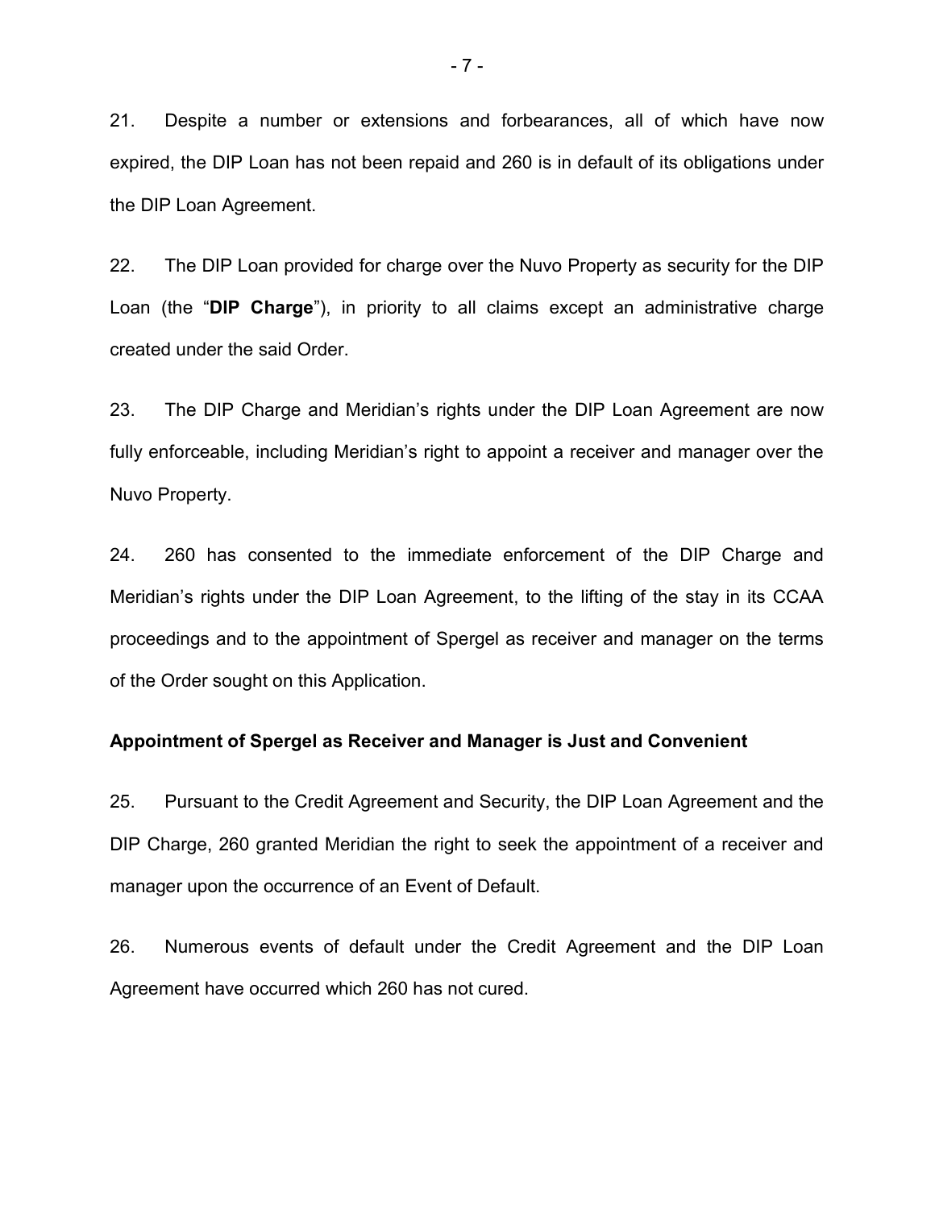21. Despite a number or extensions and forbearances, all of which have now expired, the DIP Loan has not been repaid and 260 is in default of its obligations under the DIP Loan Agreement.

22. The DIP Loan provided for charge over the Nuvo Property as security for the DIP Loan (the "**DIP Charge**"), in priority to all claims except an administrative charge created under the said Order.

23. The DIP Charge and Meridian's rights under the DIP Loan Agreement are now fully enforceable, including Meridian's right to appoint a receiver and manager over the Nuvo Property.

24. 260 has consented to the immediate enforcement of the DIP Charge and Meridian's rights under the DIP Loan Agreement, to the lifting of the stay in its CCAA proceedings and to the appointment of Spergel as receiver and manager on the terms of the Order sought on this Application.

**Appointment of Spergel as Receiver and Manager is Just and Convenient**

25. Pursuant to the Credit Agreement and Security, the DIP Loan Agreement and the DIP Charge, 260 granted Meridian the right to seek the appointment of a receiver and manager upon the occurrence of an Event of Default.

26. Numerous events of default under the Credit Agreement and the DIP Loan Agreement have occurred which 260 has not cured.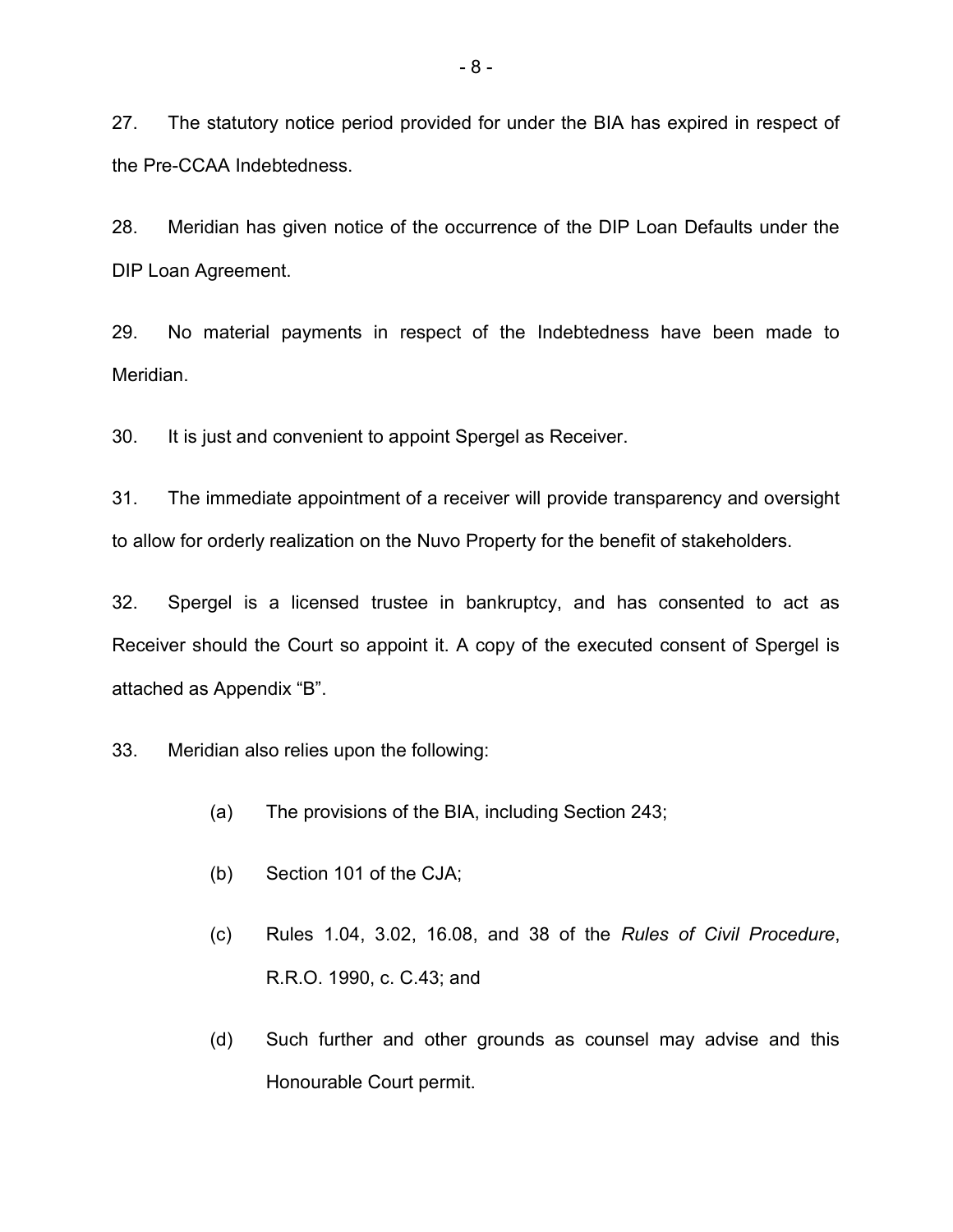27. The statutory notice period provided for under the BIA has expired in respect of the Pre-CCAA Indebtedness.

28. Meridian has given notice of the occurrence of the DIP Loan Defaults under the DIP Loan Agreement.

29. No material payments in respect of the Indebtedness have been made to Meridian.

30. It is just and convenient to appoint Spergel as Receiver.

31. The immediate appointment of a receiver will provide transparency and oversight to allow for orderly realization on the Nuvo Property for the benefit of stakeholders.

32. Spergel is a licensed trustee in bankruptcy, and has consented to act as Receiver should the Court so appoint it. A copy of the executed consent of Spergel is attached as Appendix "B".

33. Meridian also relies upon the following:

(a) The provisions of the BIA, including Section 243;

(b) Section 101 of the CJA;

(c) Rules 1.04, 3.02, 16.08, and 38 of the *Rules of Civil Procedure*, R.R.O. 1990, c. C.43; and

(d) Such further and other grounds as counsel may advise and this Honourable Court permit.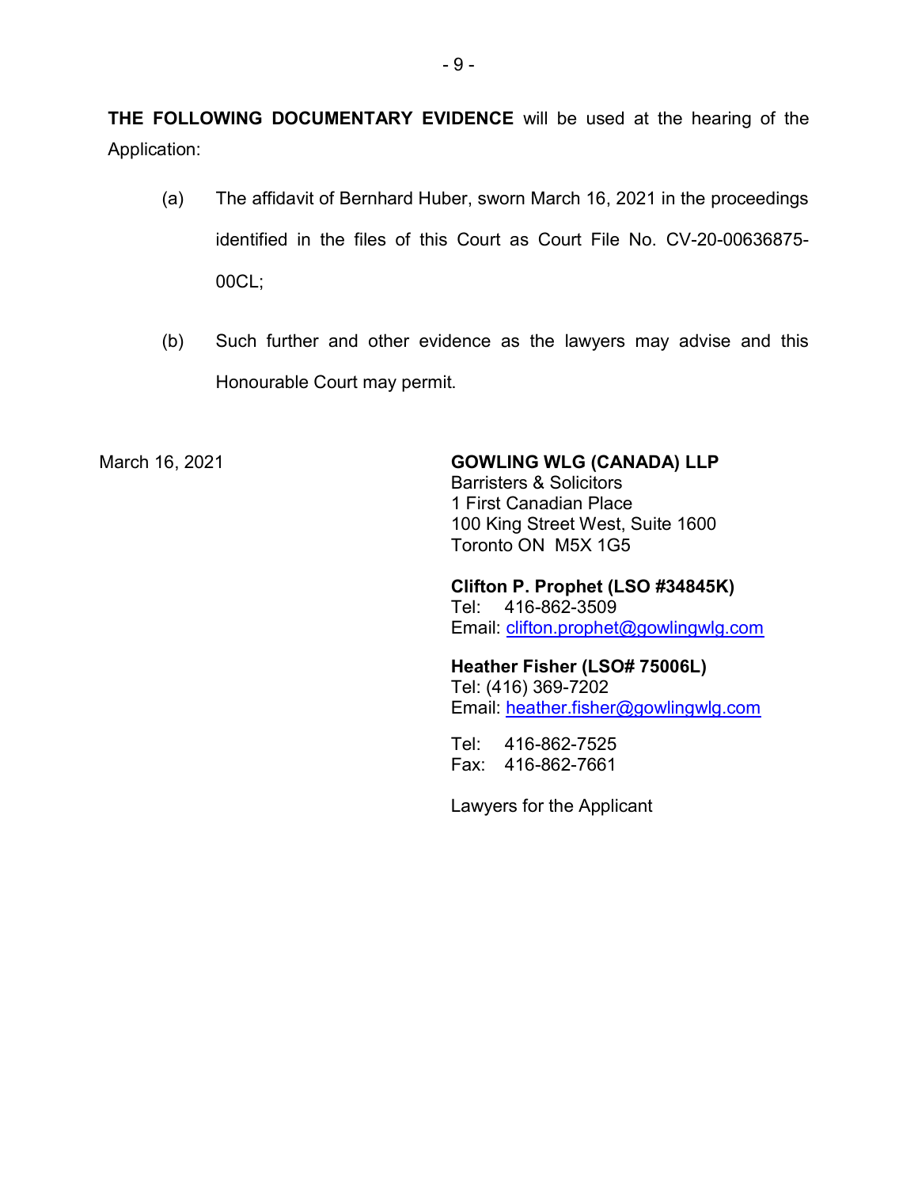**THE FOLLOWING DOCUMENTARY EVIDENCE** will be used at the hearing of the Application:

(a) The affidavit of Bernhard Huber, sworn March 16, 2021 in the proceedings identified in the files of this Court as Court File No. CV-20-00636875-00CL;

(b) Such further and other evidence as the lawyers may advise and this Honourable Court may permit.

March 16, 2021

**GOWLING WLG (CANADA) LLP**
Barristers & Solicitors
1 First Canadian Place
100 King Street West, Suite 1600
Toronto ON M5X 1G5

**Clifton P. Prophet (LSO #34845K)**
Tel: 416-862-3509
Email: clifton.prophet@gowlingwlg.com

**Heather Fisher (LSO# 75006L)**
Tel: (416) 369-7202
Email: heather.fisher@gowlingwlg.com

Tel: 416-862-7525
Fax: 416-862-7661

Lawyers for the Applicant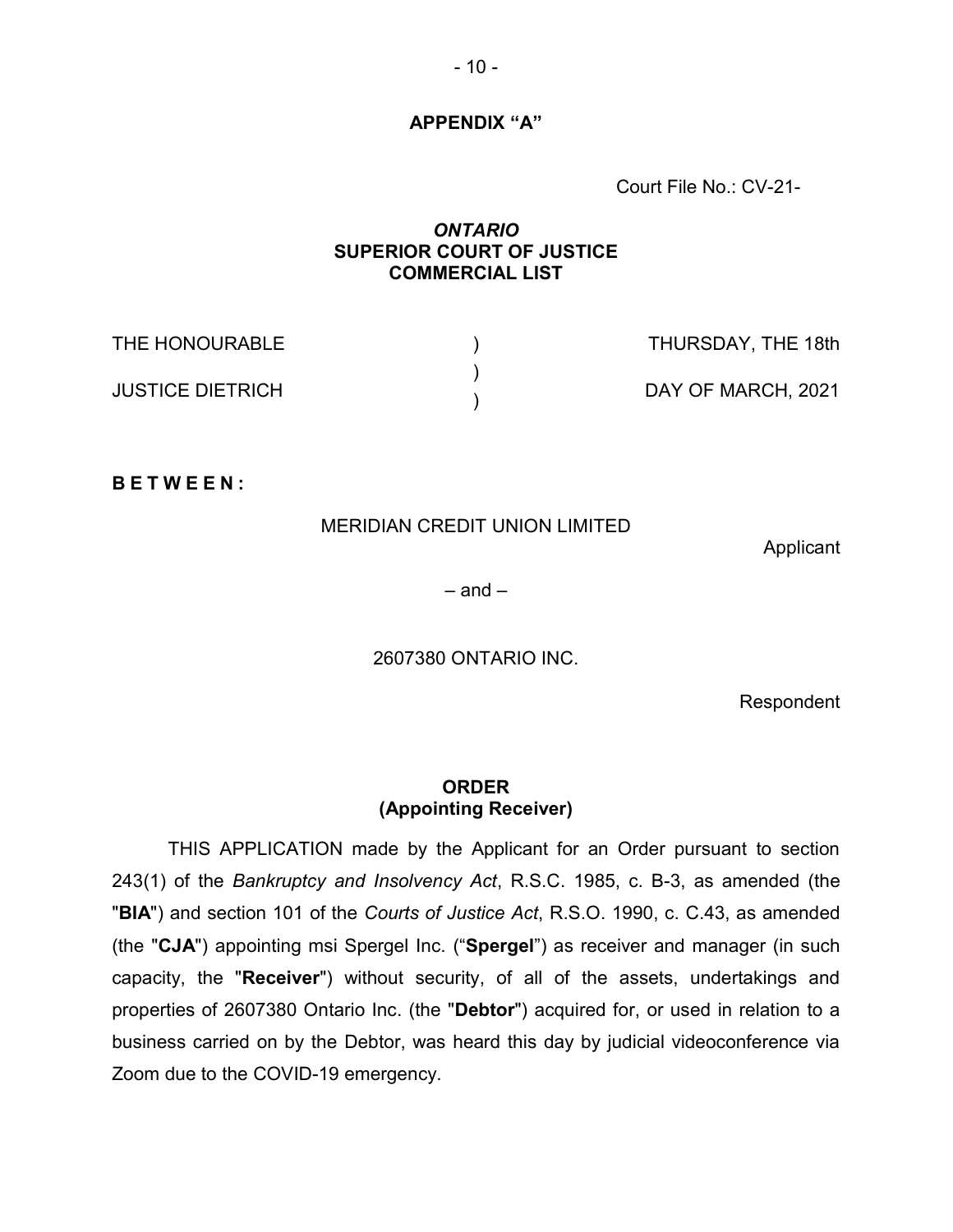## APPENDIX "A"

Court File No.: CV-21-

***ONTARIO***
**SUPERIOR COURT OF JUSTICE**
**COMMERCIAL LIST**

| | | |
|---|---|---|
| THE HONOURABLE | ) | THURSDAY, THE 18th |
| | ) | |
| JUSTICE DIETRICH | ) | DAY OF MARCH, 2021 |

**B E T W E E N :**

MERIDIAN CREDIT UNION LIMITED

Applicant

– and –

2607380 ONTARIO INC.

Respondent

**ORDER**
**(Appointing Receiver)**

THIS APPLICATION made by the Applicant for an Order pursuant to section 243(1) of the *Bankruptcy and Insolvency Act*, R.S.C. 1985, c. B-3, as amended (the "**BIA**") and section 101 of the *Courts of Justice Act*, R.S.O. 1990, c. C.43, as amended (the "**CJA**") appointing msi Spergel Inc. ("**Spergel**") as receiver and manager (in such capacity, the "**Receiver**") without security, of all of the assets, undertakings and properties of 2607380 Ontario Inc. (the "**Debtor**") acquired for, or used in relation to a business carried on by the Debtor, was heard this day by judicial videoconference via Zoom due to the COVID-19 emergency.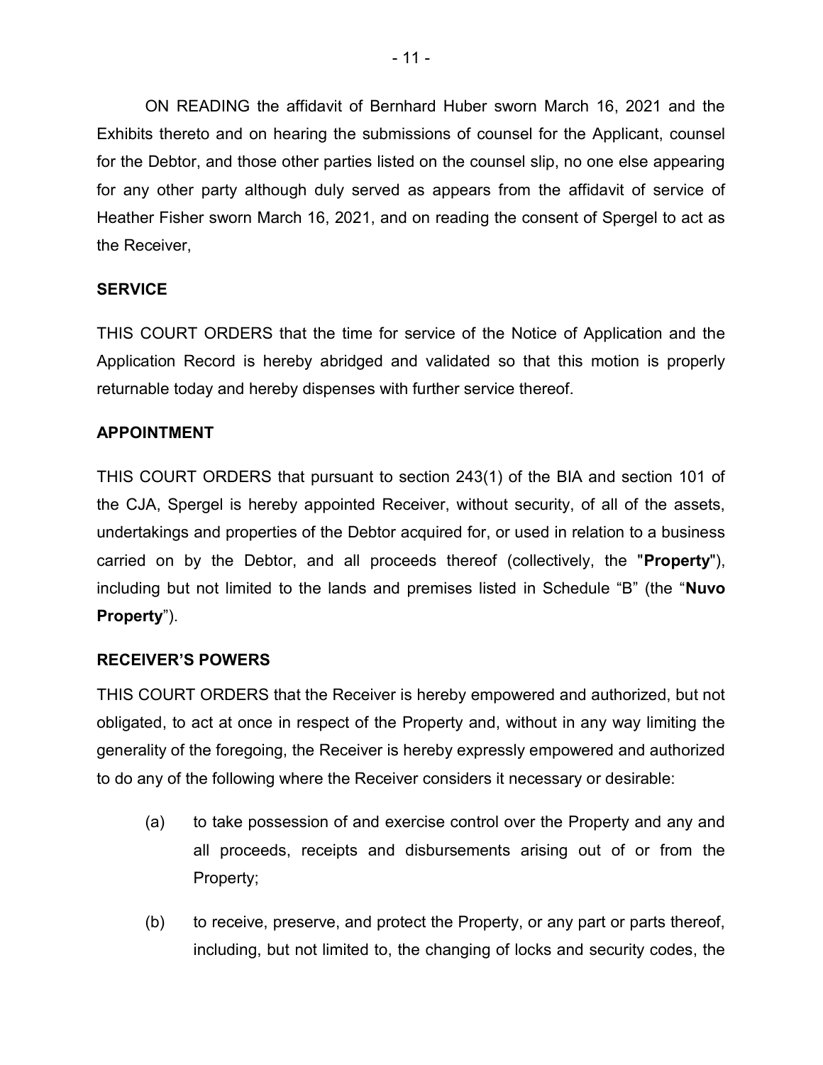ON READING the affidavit of Bernhard Huber sworn March 16, 2021 and the Exhibits thereto and on hearing the submissions of counsel for the Applicant, counsel for the Debtor, and those other parties listed on the counsel slip, no one else appearing for any other party although duly served as appears from the affidavit of service of Heather Fisher sworn March 16, 2021, and on reading the consent of Spergel to act as the Receiver,

**SERVICE**

THIS COURT ORDERS that the time for service of the Notice of Application and the Application Record is hereby abridged and validated so that this motion is properly returnable today and hereby dispenses with further service thereof.

**APPOINTMENT**

THIS COURT ORDERS that pursuant to section 243(1) of the BIA and section 101 of the CJA, Spergel is hereby appointed Receiver, without security, of all of the assets, undertakings and properties of the Debtor acquired for, or used in relation to a business carried on by the Debtor, and all proceeds thereof (collectively, the "**Property**"), including but not limited to the lands and premises listed in Schedule "B" (the "**Nuvo Property**").

**RECEIVER'S POWERS**

THIS COURT ORDERS that the Receiver is hereby empowered and authorized, but not obligated, to act at once in respect of the Property and, without in any way limiting the generality of the foregoing, the Receiver is hereby expressly empowered and authorized to do any of the following where the Receiver considers it necessary or desirable:

(a) to take possession of and exercise control over the Property and any and all proceeds, receipts and disbursements arising out of or from the Property;

(b) to receive, preserve, and protect the Property, or any part or parts thereof, including, but not limited to, the changing of locks and security codes, the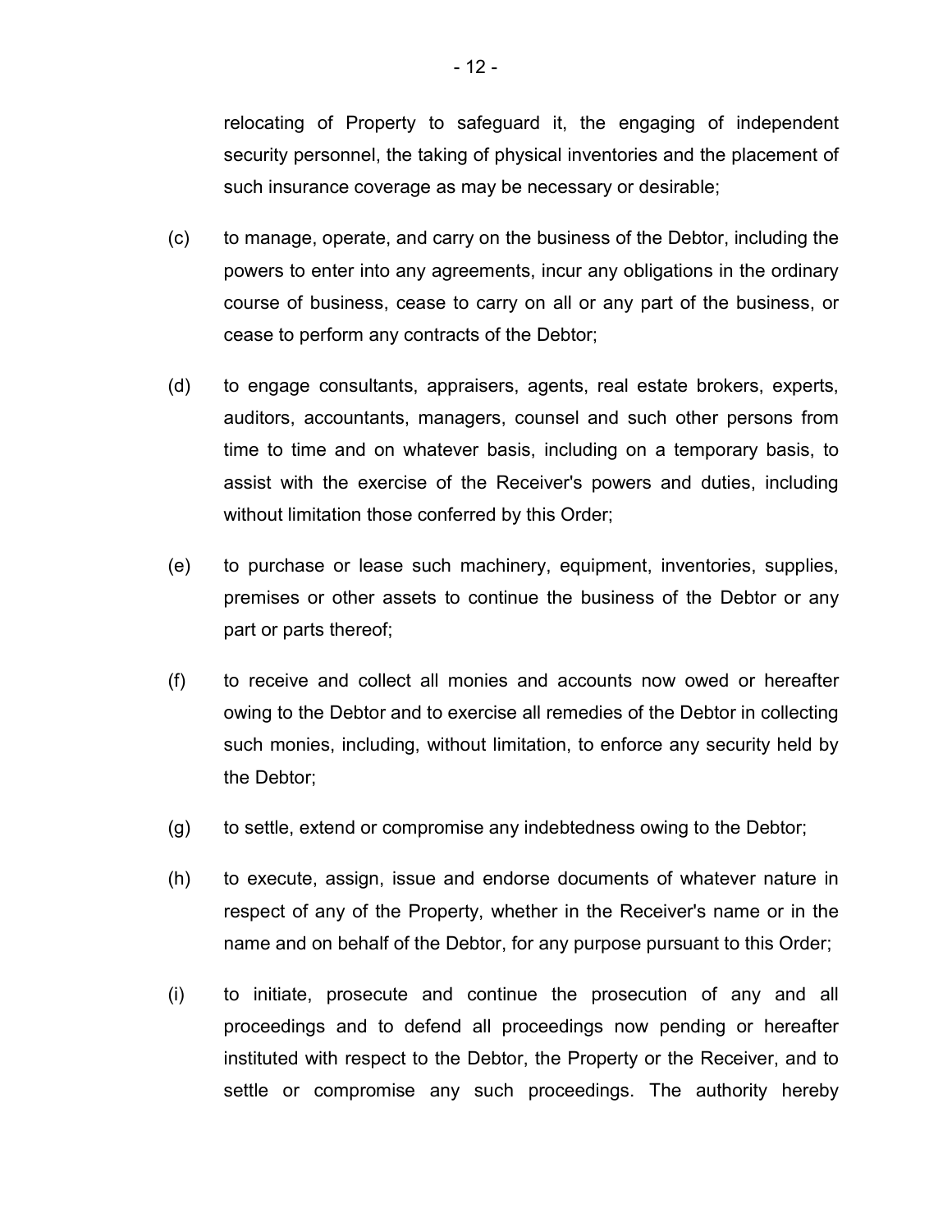relocating of Property to safeguard it, the engaging of independent security personnel, the taking of physical inventories and the placement of such insurance coverage as may be necessary or desirable;

(c) to manage, operate, and carry on the business of the Debtor, including the powers to enter into any agreements, incur any obligations in the ordinary course of business, cease to carry on all or any part of the business, or cease to perform any contracts of the Debtor;

(d) to engage consultants, appraisers, agents, real estate brokers, experts, auditors, accountants, managers, counsel and such other persons from time to time and on whatever basis, including on a temporary basis, to assist with the exercise of the Receiver's powers and duties, including without limitation those conferred by this Order;

(e) to purchase or lease such machinery, equipment, inventories, supplies, premises or other assets to continue the business of the Debtor or any part or parts thereof;

(f) to receive and collect all monies and accounts now owed or hereafter owing to the Debtor and to exercise all remedies of the Debtor in collecting such monies, including, without limitation, to enforce any security held by the Debtor;

(g) to settle, extend or compromise any indebtedness owing to the Debtor;

(h) to execute, assign, issue and endorse documents of whatever nature in respect of any of the Property, whether in the Receiver's name or in the name and on behalf of the Debtor, for any purpose pursuant to this Order;

(i) to initiate, prosecute and continue the prosecution of any and all proceedings and to defend all proceedings now pending or hereafter instituted with respect to the Debtor, the Property or the Receiver, and to settle or compromise any such proceedings. The authority hereby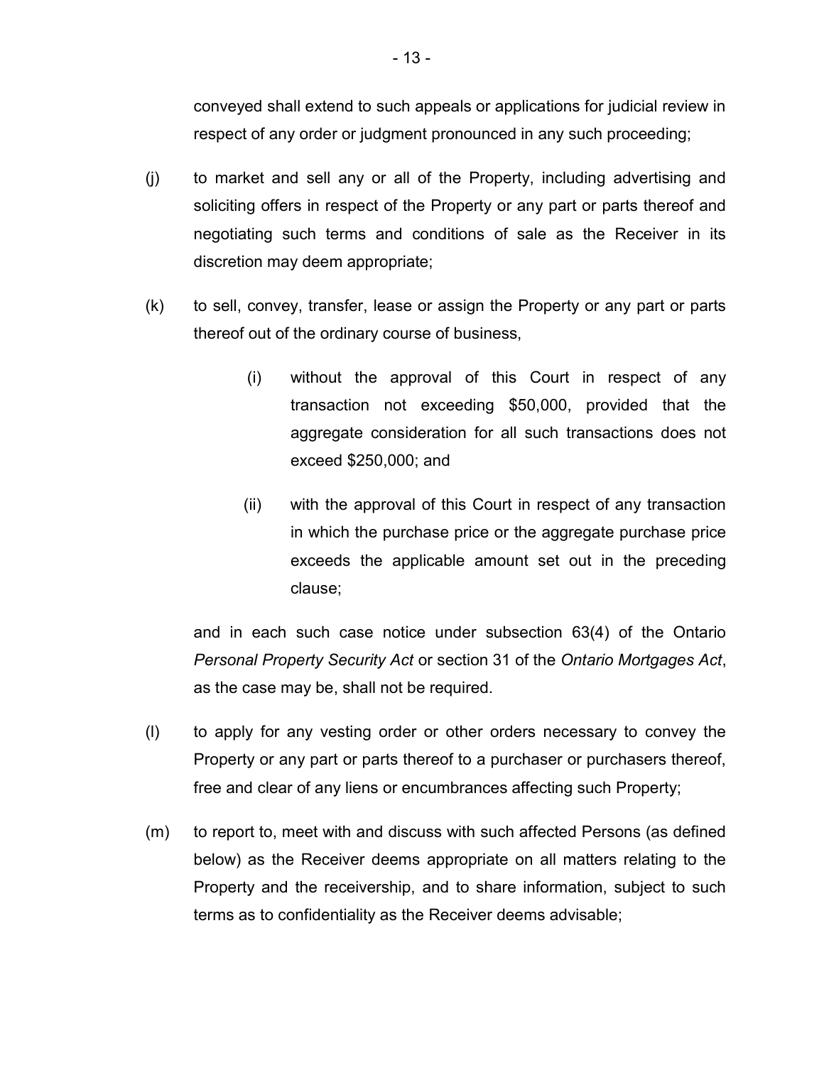conveyed shall extend to such appeals or applications for judicial review in respect of any order or judgment pronounced in any such proceeding;

(j) to market and sell any or all of the Property, including advertising and soliciting offers in respect of the Property or any part or parts thereof and negotiating such terms and conditions of sale as the Receiver in its discretion may deem appropriate;

(k) to sell, convey, transfer, lease or assign the Property or any part or parts thereof out of the ordinary course of business,

> (i) without the approval of this Court in respect of any transaction not exceeding $50,000, provided that the aggregate consideration for all such transactions does not exceed $250,000; and
>
> (ii) with the approval of this Court in respect of any transaction in which the purchase price or the aggregate purchase price exceeds the applicable amount set out in the preceding clause;

and in each such case notice under subsection 63(4) of the Ontario *Personal Property Security Act* or section 31 of the *Ontario Mortgages Act*, as the case may be, shall not be required.

(l) to apply for any vesting order or other orders necessary to convey the Property or any part or parts thereof to a purchaser or purchasers thereof, free and clear of any liens or encumbrances affecting such Property;

(m) to report to, meet with and discuss with such affected Persons (as defined below) as the Receiver deems appropriate on all matters relating to the Property and the receivership, and to share information, subject to such terms as to confidentiality as the Receiver deems advisable;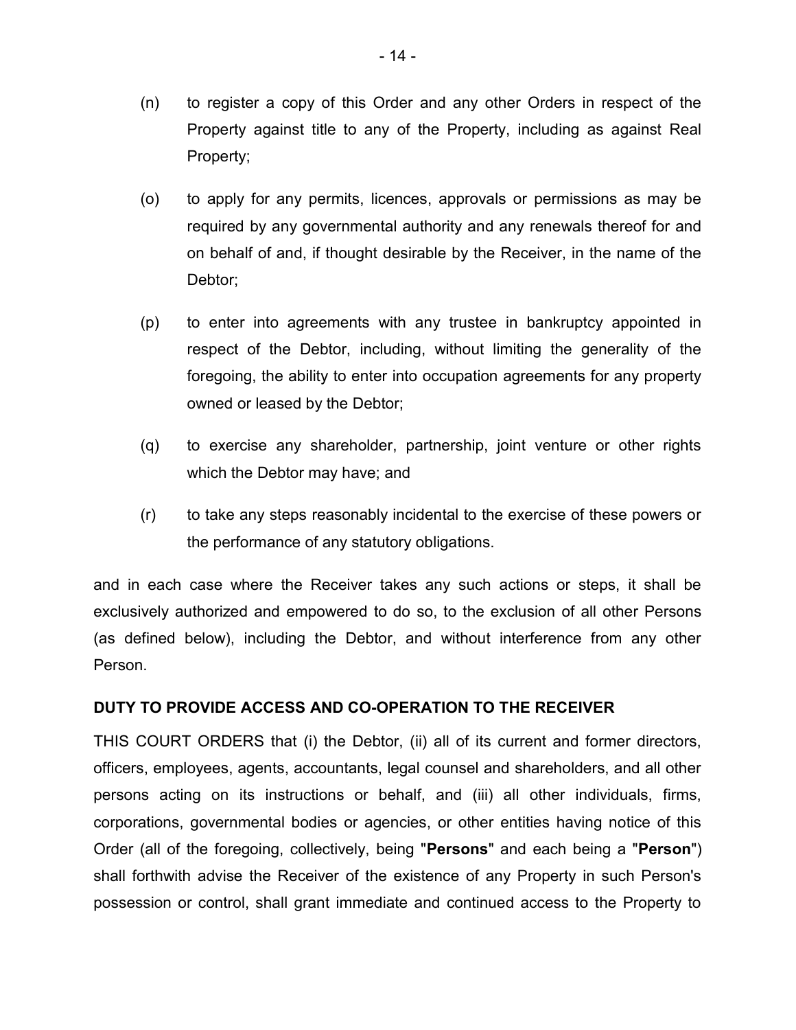(n) to register a copy of this Order and any other Orders in respect of the Property against title to any of the Property, including as against Real Property;

(o) to apply for any permits, licences, approvals or permissions as may be required by any governmental authority and any renewals thereof for and on behalf of and, if thought desirable by the Receiver, in the name of the Debtor;

(p) to enter into agreements with any trustee in bankruptcy appointed in respect of the Debtor, including, without limiting the generality of the foregoing, the ability to enter into occupation agreements for any property owned or leased by the Debtor;

(q) to exercise any shareholder, partnership, joint venture or other rights which the Debtor may have; and

(r) to take any steps reasonably incidental to the exercise of these powers or the performance of any statutory obligations.

and in each case where the Receiver takes any such actions or steps, it shall be exclusively authorized and empowered to do so, to the exclusion of all other Persons (as defined below), including the Debtor, and without interference from any other Person.

## DUTY TO PROVIDE ACCESS AND CO-OPERATION TO THE RECEIVER

THIS COURT ORDERS that (i) the Debtor, (ii) all of its current and former directors, officers, employees, agents, accountants, legal counsel and shareholders, and all other persons acting on its instructions or behalf, and (iii) all other individuals, firms, corporations, governmental bodies or agencies, or other entities having notice of this Order (all of the foregoing, collectively, being "**Persons**" and each being a "**Person**") shall forthwith advise the Receiver of the existence of any Property in such Person's possession or control, shall grant immediate and continued access to the Property to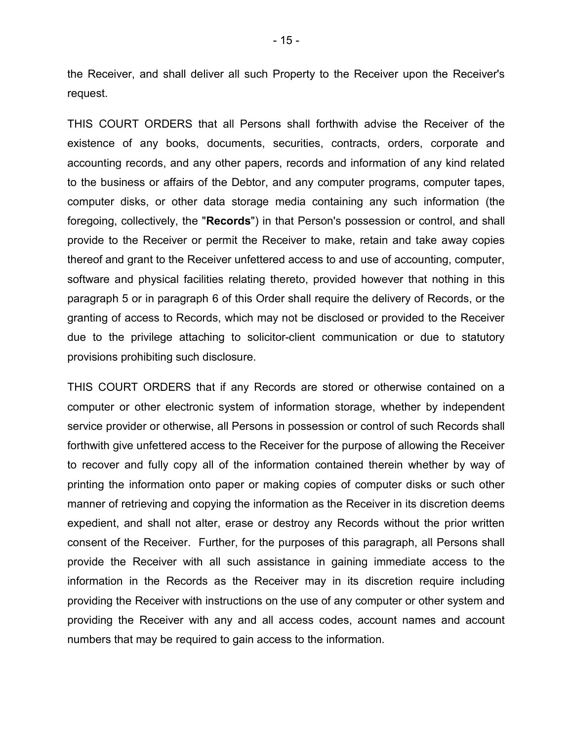the Receiver, and shall deliver all such Property to the Receiver upon the Receiver's request.

THIS COURT ORDERS that all Persons shall forthwith advise the Receiver of the existence of any books, documents, securities, contracts, orders, corporate and accounting records, and any other papers, records and information of any kind related to the business or affairs of the Debtor, and any computer programs, computer tapes, computer disks, or other data storage media containing any such information (the foregoing, collectively, the "**Records**") in that Person's possession or control, and shall provide to the Receiver or permit the Receiver to make, retain and take away copies thereof and grant to the Receiver unfettered access to and use of accounting, computer, software and physical facilities relating thereto, provided however that nothing in this paragraph 5 or in paragraph 6 of this Order shall require the delivery of Records, or the granting of access to Records, which may not be disclosed or provided to the Receiver due to the privilege attaching to solicitor-client communication or due to statutory provisions prohibiting such disclosure.

THIS COURT ORDERS that if any Records are stored or otherwise contained on a computer or other electronic system of information storage, whether by independent service provider or otherwise, all Persons in possession or control of such Records shall forthwith give unfettered access to the Receiver for the purpose of allowing the Receiver to recover and fully copy all of the information contained therein whether by way of printing the information onto paper or making copies of computer disks or such other manner of retrieving and copying the information as the Receiver in its discretion deems expedient, and shall not alter, erase or destroy any Records without the prior written consent of the Receiver. Further, for the purposes of this paragraph, all Persons shall provide the Receiver with all such assistance in gaining immediate access to the information in the Records as the Receiver may in its discretion require including providing the Receiver with instructions on the use of any computer or other system and providing the Receiver with any and all access codes, account names and account numbers that may be required to gain access to the information.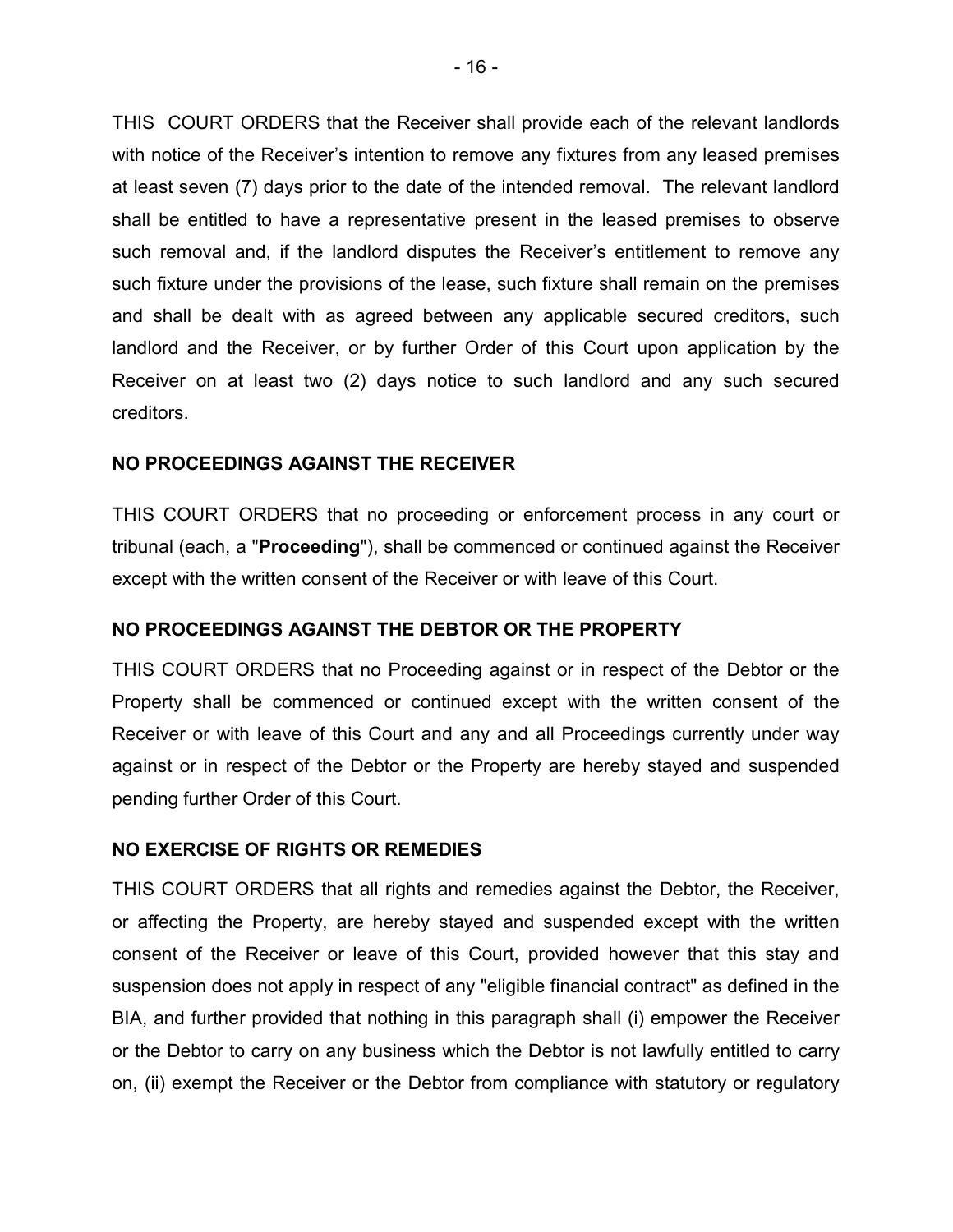THIS COURT ORDERS that the Receiver shall provide each of the relevant landlords with notice of the Receiver's intention to remove any fixtures from any leased premises at least seven (7) days prior to the date of the intended removal. The relevant landlord shall be entitled to have a representative present in the leased premises to observe such removal and, if the landlord disputes the Receiver's entitlement to remove any such fixture under the provisions of the lease, such fixture shall remain on the premises and shall be dealt with as agreed between any applicable secured creditors, such landlord and the Receiver, or by further Order of this Court upon application by the Receiver on at least two (2) days notice to such landlord and any such secured creditors.

**NO PROCEEDINGS AGAINST THE RECEIVER**

THIS COURT ORDERS that no proceeding or enforcement process in any court or tribunal (each, a "**Proceeding**"), shall be commenced or continued against the Receiver except with the written consent of the Receiver or with leave of this Court.

**NO PROCEEDINGS AGAINST THE DEBTOR OR THE PROPERTY**

THIS COURT ORDERS that no Proceeding against or in respect of the Debtor or the Property shall be commenced or continued except with the written consent of the Receiver or with leave of this Court and any and all Proceedings currently under way against or in respect of the Debtor or the Property are hereby stayed and suspended pending further Order of this Court.

**NO EXERCISE OF RIGHTS OR REMEDIES**

THIS COURT ORDERS that all rights and remedies against the Debtor, the Receiver, or affecting the Property, are hereby stayed and suspended except with the written consent of the Receiver or leave of this Court, provided however that this stay and suspension does not apply in respect of any "eligible financial contract" as defined in the BIA, and further provided that nothing in this paragraph shall (i) empower the Receiver or the Debtor to carry on any business which the Debtor is not lawfully entitled to carry on, (ii) exempt the Receiver or the Debtor from compliance with statutory or regulatory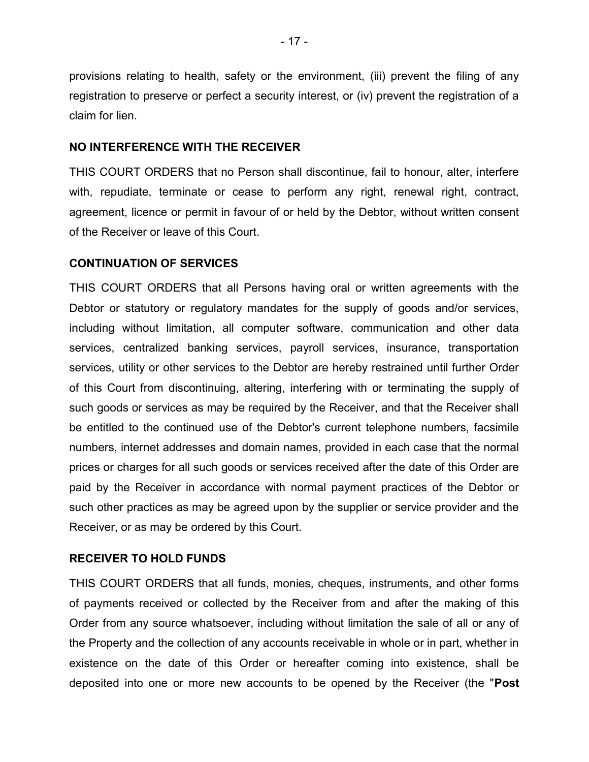provisions relating to health, safety or the environment, (iii) prevent the filing of any registration to preserve or perfect a security interest, or (iv) prevent the registration of a claim for lien.

## NO INTERFERENCE WITH THE RECEIVER

THIS COURT ORDERS that no Person shall discontinue, fail to honour, alter, interfere with, repudiate, terminate or cease to perform any right, renewal right, contract, agreement, licence or permit in favour of or held by the Debtor, without written consent of the Receiver or leave of this Court.

## CONTINUATION OF SERVICES

THIS COURT ORDERS that all Persons having oral or written agreements with the Debtor or statutory or regulatory mandates for the supply of goods and/or services, including without limitation, all computer software, communication and other data services, centralized banking services, payroll services, insurance, transportation services, utility or other services to the Debtor are hereby restrained until further Order of this Court from discontinuing, altering, interfering with or terminating the supply of such goods or services as may be required by the Receiver, and that the Receiver shall be entitled to the continued use of the Debtor's current telephone numbers, facsimile numbers, internet addresses and domain names, provided in each case that the normal prices or charges for all such goods or services received after the date of this Order are paid by the Receiver in accordance with normal payment practices of the Debtor or such other practices as may be agreed upon by the supplier or service provider and the Receiver, or as may be ordered by this Court.

## RECEIVER TO HOLD FUNDS

THIS COURT ORDERS that all funds, monies, cheques, instruments, and other forms of payments received or collected by the Receiver from and after the making of this Order from any source whatsoever, including without limitation the sale of all or any of the Property and the collection of any accounts receivable in whole or in part, whether in existence on the date of this Order or hereafter coming into existence, shall be deposited into one or more new accounts to be opened by the Receiver (the "**Post**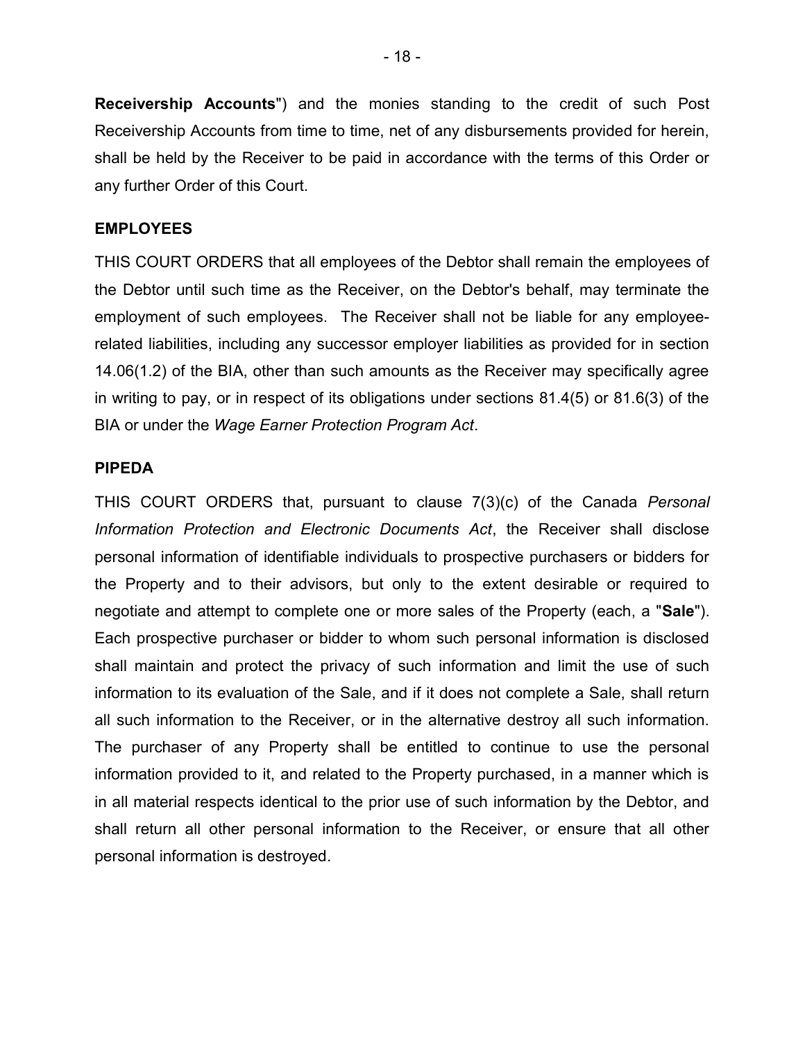**Receivership Accounts**") and the monies standing to the credit of such Post Receivership Accounts from time to time, net of any disbursements provided for herein, shall be held by the Receiver to be paid in accordance with the terms of this Order or any further Order of this Court.

**EMPLOYEES**

THIS COURT ORDERS that all employees of the Debtor shall remain the employees of the Debtor until such time as the Receiver, on the Debtor's behalf, may terminate the employment of such employees. The Receiver shall not be liable for any employee-related liabilities, including any successor employer liabilities as provided for in section 14.06(1.2) of the BIA, other than such amounts as the Receiver may specifically agree in writing to pay, or in respect of its obligations under sections 81.4(5) or 81.6(3) of the BIA or under the *Wage Earner Protection Program Act*.

**PIPEDA**

THIS COURT ORDERS that, pursuant to clause 7(3)(c) of the Canada *Personal Information Protection and Electronic Documents Act*, the Receiver shall disclose personal information of identifiable individuals to prospective purchasers or bidders for the Property and to their advisors, but only to the extent desirable or required to negotiate and attempt to complete one or more sales of the Property (each, a "**Sale**"). Each prospective purchaser or bidder to whom such personal information is disclosed shall maintain and protect the privacy of such information and limit the use of such information to its evaluation of the Sale, and if it does not complete a Sale, shall return all such information to the Receiver, or in the alternative destroy all such information. The purchaser of any Property shall be entitled to continue to use the personal information provided to it, and related to the Property purchased, in a manner which is in all material respects identical to the prior use of such information by the Debtor, and shall return all other personal information to the Receiver, or ensure that all other personal information is destroyed.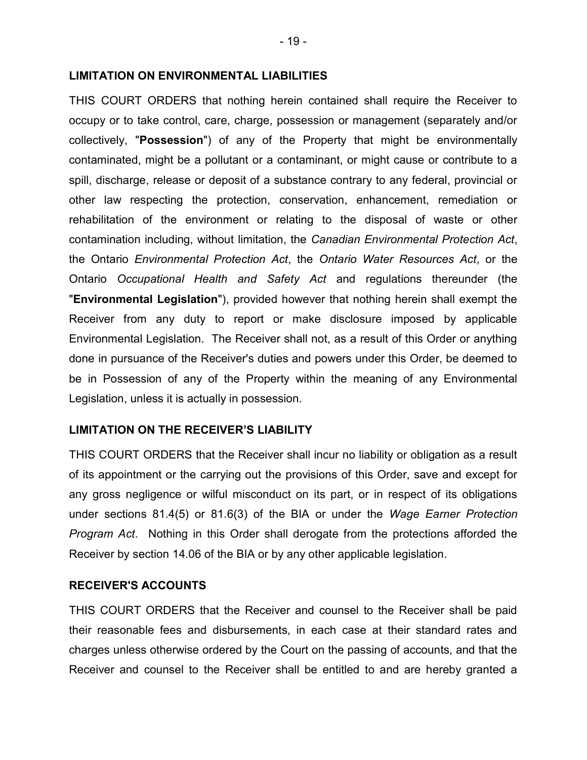## LIMITATION ON ENVIRONMENTAL LIABILITIES

THIS COURT ORDERS that nothing herein contained shall require the Receiver to occupy or to take control, care, charge, possession or management (separately and/or collectively, "**Possession**") of any of the Property that might be environmentally contaminated, might be a pollutant or a contaminant, or might cause or contribute to a spill, discharge, release or deposit of a substance contrary to any federal, provincial or other law respecting the protection, conservation, enhancement, remediation or rehabilitation of the environment or relating to the disposal of waste or other contamination including, without limitation, the *Canadian Environmental Protection Act*, the Ontario *Environmental Protection Act*, the *Ontario Water Resources Act*, or the Ontario *Occupational Health and Safety Act* and regulations thereunder (the "**Environmental Legislation**"), provided however that nothing herein shall exempt the Receiver from any duty to report or make disclosure imposed by applicable Environmental Legislation. The Receiver shall not, as a result of this Order or anything done in pursuance of the Receiver's duties and powers under this Order, be deemed to be in Possession of any of the Property within the meaning of any Environmental Legislation, unless it is actually in possession.

## LIMITATION ON THE RECEIVER'S LIABILITY

THIS COURT ORDERS that the Receiver shall incur no liability or obligation as a result of its appointment or the carrying out the provisions of this Order, save and except for any gross negligence or wilful misconduct on its part, or in respect of its obligations under sections 81.4(5) or 81.6(3) of the BIA or under the *Wage Earner Protection Program Act*. Nothing in this Order shall derogate from the protections afforded the Receiver by section 14.06 of the BIA or by any other applicable legislation.

## RECEIVER'S ACCOUNTS

THIS COURT ORDERS that the Receiver and counsel to the Receiver shall be paid their reasonable fees and disbursements, in each case at their standard rates and charges unless otherwise ordered by the Court on the passing of accounts, and that the Receiver and counsel to the Receiver shall be entitled to and are hereby granted a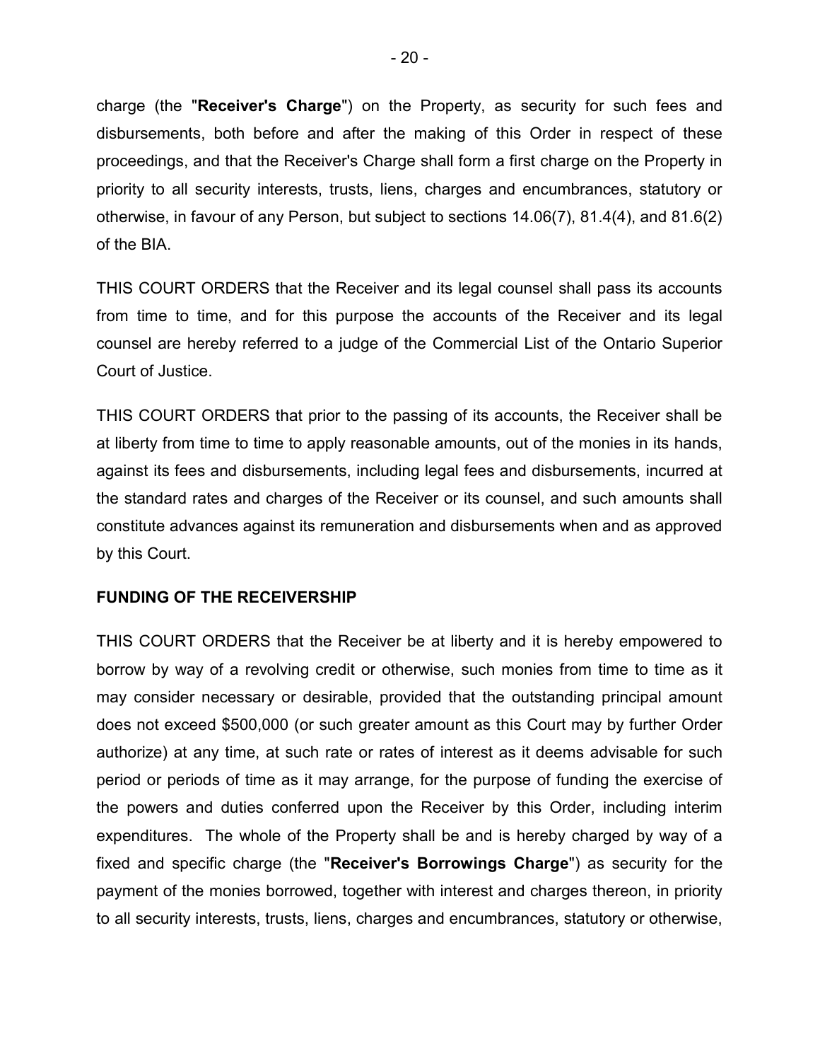charge (the "**Receiver's Charge**") on the Property, as security for such fees and disbursements, both before and after the making of this Order in respect of these proceedings, and that the Receiver's Charge shall form a first charge on the Property in priority to all security interests, trusts, liens, charges and encumbrances, statutory or otherwise, in favour of any Person, but subject to sections 14.06(7), 81.4(4), and 81.6(2) of the BIA.

THIS COURT ORDERS that the Receiver and its legal counsel shall pass its accounts from time to time, and for this purpose the accounts of the Receiver and its legal counsel are hereby referred to a judge of the Commercial List of the Ontario Superior Court of Justice.

THIS COURT ORDERS that prior to the passing of its accounts, the Receiver shall be at liberty from time to time to apply reasonable amounts, out of the monies in its hands, against its fees and disbursements, including legal fees and disbursements, incurred at the standard rates and charges of the Receiver or its counsel, and such amounts shall constitute advances against its remuneration and disbursements when and as approved by this Court.

**FUNDING OF THE RECEIVERSHIP**

THIS COURT ORDERS that the Receiver be at liberty and it is hereby empowered to borrow by way of a revolving credit or otherwise, such monies from time to time as it may consider necessary or desirable, provided that the outstanding principal amount does not exceed $500,000 (or such greater amount as this Court may by further Order authorize) at any time, at such rate or rates of interest as it deems advisable for such period or periods of time as it may arrange, for the purpose of funding the exercise of the powers and duties conferred upon the Receiver by this Order, including interim expenditures. The whole of the Property shall be and is hereby charged by way of a fixed and specific charge (the "**Receiver's Borrowings Charge**") as security for the payment of the monies borrowed, together with interest and charges thereon, in priority to all security interests, trusts, liens, charges and encumbrances, statutory or otherwise,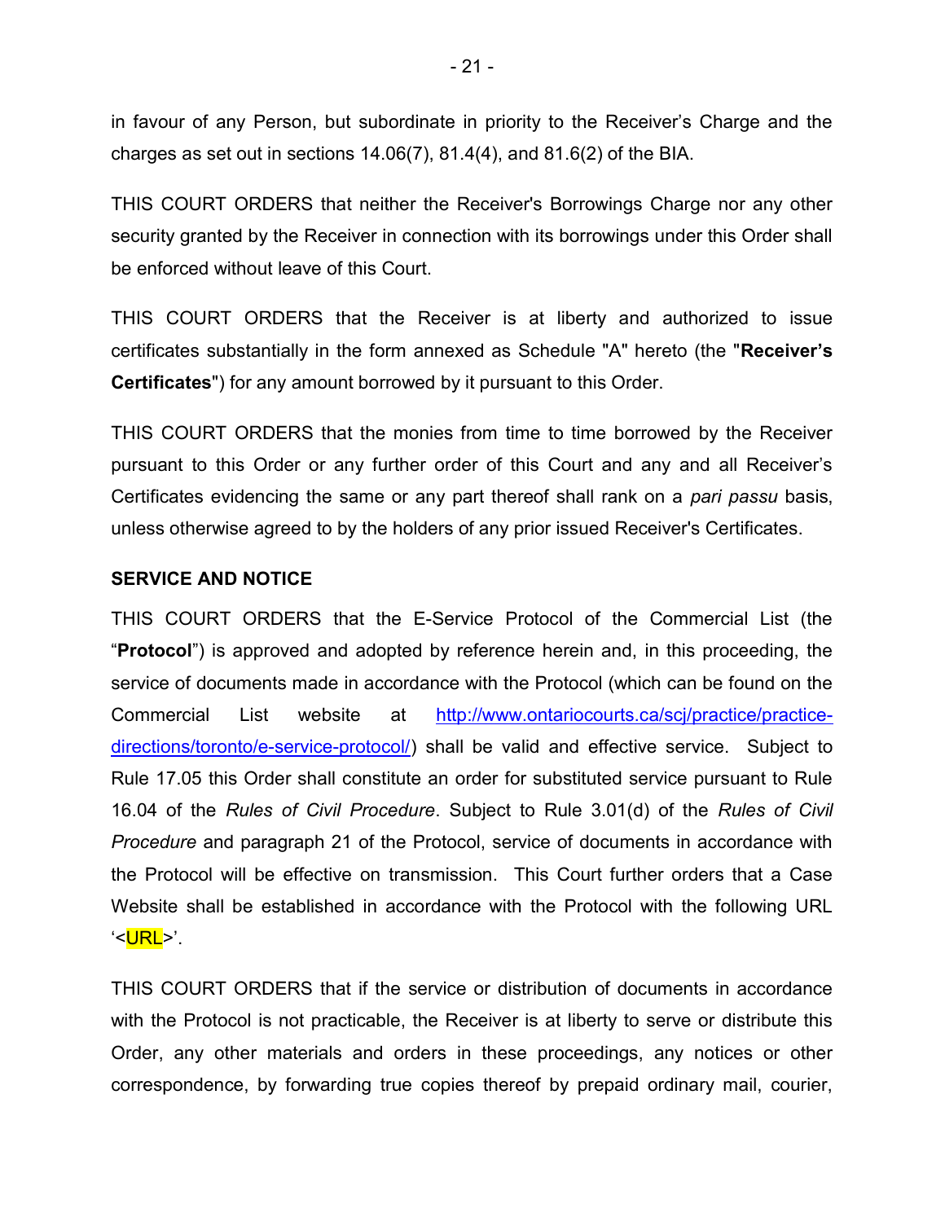in favour of any Person, but subordinate in priority to the Receiver's Charge and the charges as set out in sections 14.06(7), 81.4(4), and 81.6(2) of the BIA.

THIS COURT ORDERS that neither the Receiver's Borrowings Charge nor any other security granted by the Receiver in connection with its borrowings under this Order shall be enforced without leave of this Court.

THIS COURT ORDERS that the Receiver is at liberty and authorized to issue certificates substantially in the form annexed as Schedule "A" hereto (the "**Receiver's Certificates**") for any amount borrowed by it pursuant to this Order.

THIS COURT ORDERS that the monies from time to time borrowed by the Receiver pursuant to this Order or any further order of this Court and any and all Receiver's Certificates evidencing the same or any part thereof shall rank on a *pari passu* basis, unless otherwise agreed to by the holders of any prior issued Receiver's Certificates.

**SERVICE AND NOTICE**

THIS COURT ORDERS that the E-Service Protocol of the Commercial List (the "**Protocol**") is approved and adopted by reference herein and, in this proceeding, the service of documents made in accordance with the Protocol (which can be found on the Commercial List website at http://www.ontariocourts.ca/scj/practice/practice-directions/toronto/e-service-protocol/) shall be valid and effective service. Subject to Rule 17.05 this Order shall constitute an order for substituted service pursuant to Rule 16.04 of the *Rules of Civil Procedure*. Subject to Rule 3.01(d) of the *Rules of Civil Procedure* and paragraph 21 of the Protocol, service of documents in accordance with the Protocol will be effective on transmission. This Court further orders that a Case Website shall be established in accordance with the Protocol with the following URL '<URL>'.

THIS COURT ORDERS that if the service or distribution of documents in accordance with the Protocol is not practicable, the Receiver is at liberty to serve or distribute this Order, any other materials and orders in these proceedings, any notices or other correspondence, by forwarding true copies thereof by prepaid ordinary mail, courier,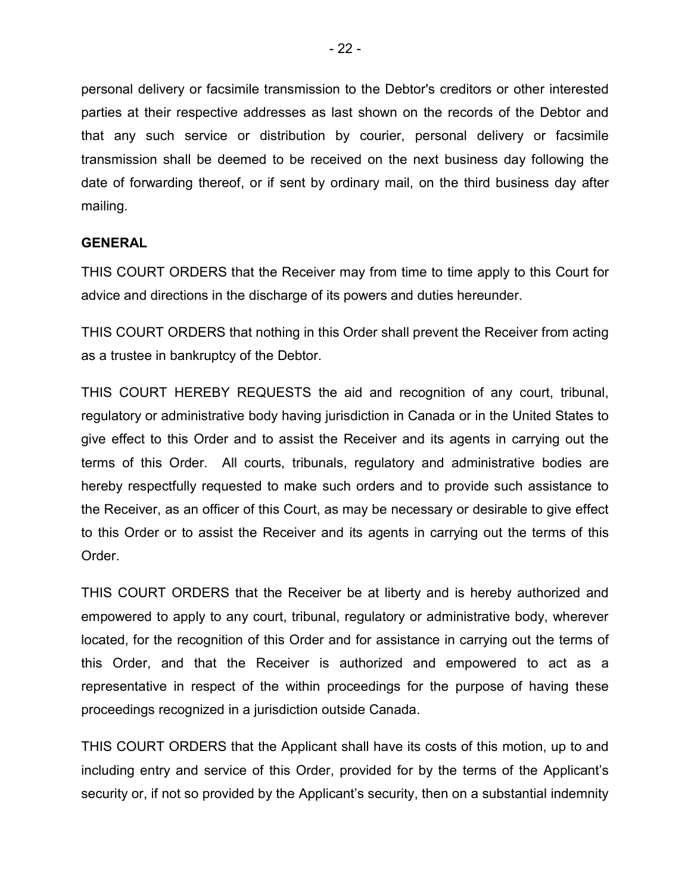personal delivery or facsimile transmission to the Debtor's creditors or other interested parties at their respective addresses as last shown on the records of the Debtor and that any such service or distribution by courier, personal delivery or facsimile transmission shall be deemed to be received on the next business day following the date of forwarding thereof, or if sent by ordinary mail, on the third business day after mailing.

**GENERAL**

THIS COURT ORDERS that the Receiver may from time to time apply to this Court for advice and directions in the discharge of its powers and duties hereunder.

THIS COURT ORDERS that nothing in this Order shall prevent the Receiver from acting as a trustee in bankruptcy of the Debtor.

THIS COURT HEREBY REQUESTS the aid and recognition of any court, tribunal, regulatory or administrative body having jurisdiction in Canada or in the United States to give effect to this Order and to assist the Receiver and its agents in carrying out the terms of this Order. All courts, tribunals, regulatory and administrative bodies are hereby respectfully requested to make such orders and to provide such assistance to the Receiver, as an officer of this Court, as may be necessary or desirable to give effect to this Order or to assist the Receiver and its agents in carrying out the terms of this Order.

THIS COURT ORDERS that the Receiver be at liberty and is hereby authorized and empowered to apply to any court, tribunal, regulatory or administrative body, wherever located, for the recognition of this Order and for assistance in carrying out the terms of this Order, and that the Receiver is authorized and empowered to act as a representative in respect of the within proceedings for the purpose of having these proceedings recognized in a jurisdiction outside Canada.

THIS COURT ORDERS that the Applicant shall have its costs of this motion, up to and including entry and service of this Order, provided for by the terms of the Applicant's security or, if not so provided by the Applicant's security, then on a substantial indemnity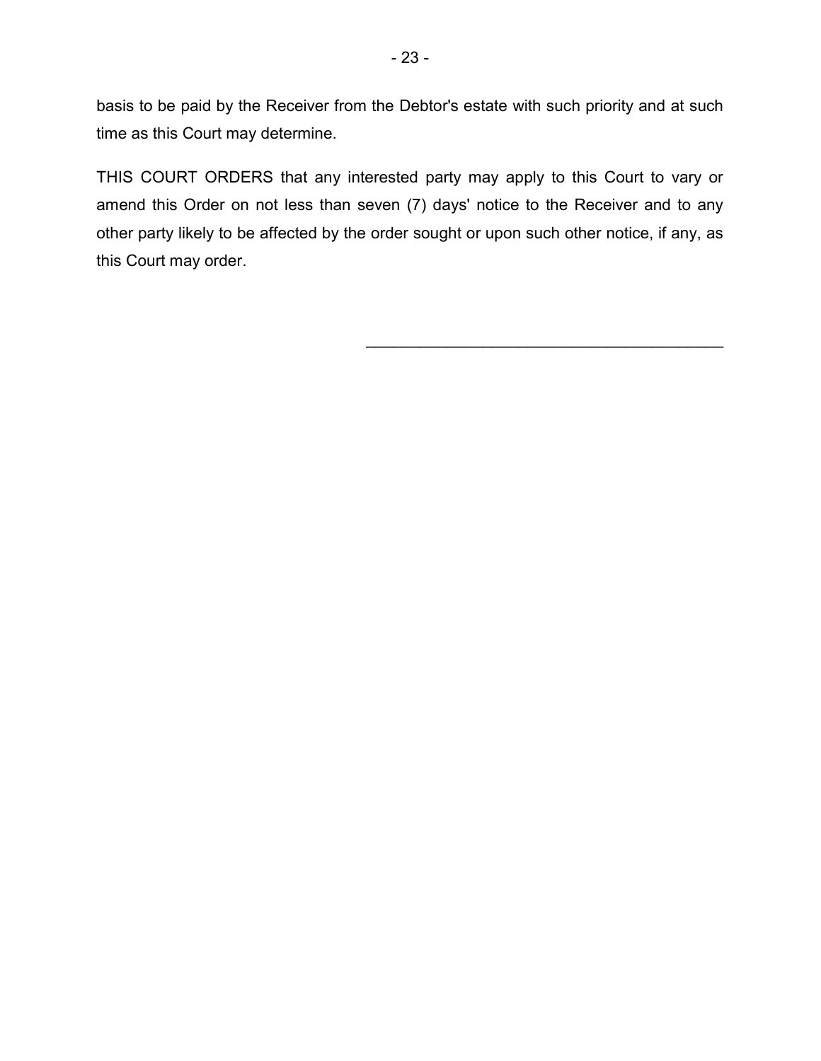basis to be paid by the Receiver from the Debtor's estate with such priority and at such time as this Court may determine.

THIS COURT ORDERS that any interested party may apply to this Court to vary or amend this Order on not less than seven (7) days' notice to the Receiver and to any other party likely to be affected by the order sought or upon such other notice, if any, as this Court may order.

\_\_\_\_\_\_\_\_\_\_\_\_\_\_\_\_\_\_\_\_\_\_\_\_\_\_\_\_\_\_\_\_\_\_\_\_\_\_\_\_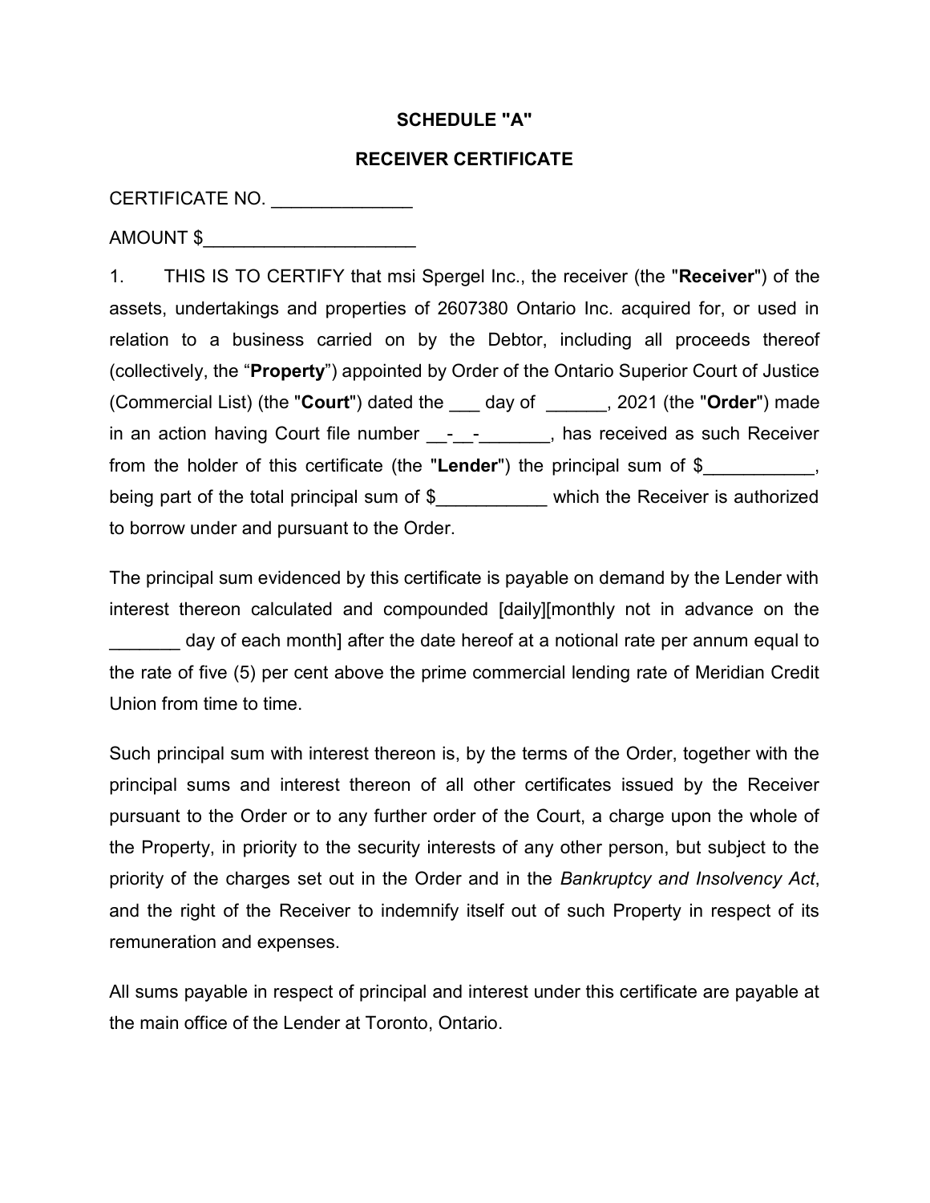**SCHEDULE "A"**

**RECEIVER CERTIFICATE**

CERTIFICATE NO. ______________

AMOUNT $_____________________

1. THIS IS TO CERTIFY that msi Spergel Inc., the receiver (the "**Receiver**") of the assets, undertakings and properties of 2607380 Ontario Inc. acquired for, or used in relation to a business carried on by the Debtor, including all proceeds thereof (collectively, the "**Property**") appointed by Order of the Ontario Superior Court of Justice (Commercial List) (the "**Court**") dated the ___ day of ______, 2021 (the "**Order**") made in an action having Court file number __-__-_______, has received as such Receiver from the holder of this certificate (the "**Lender**") the principal sum of $___________, being part of the total principal sum of $___________ which the Receiver is authorized to borrow under and pursuant to the Order.

The principal sum evidenced by this certificate is payable on demand by the Lender with interest thereon calculated and compounded [daily][monthly not in advance on the _______ day of each month] after the date hereof at a notional rate per annum equal to the rate of five (5) per cent above the prime commercial lending rate of Meridian Credit Union from time to time.

Such principal sum with interest thereon is, by the terms of the Order, together with the principal sums and interest thereon of all other certificates issued by the Receiver pursuant to the Order or to any further order of the Court, a charge upon the whole of the Property, in priority to the security interests of any other person, but subject to the priority of the charges set out in the Order and in the *Bankruptcy and Insolvency Act*, and the right of the Receiver to indemnify itself out of such Property in respect of its remuneration and expenses.

All sums payable in respect of principal and interest under this certificate are payable at the main office of the Lender at Toronto, Ontario.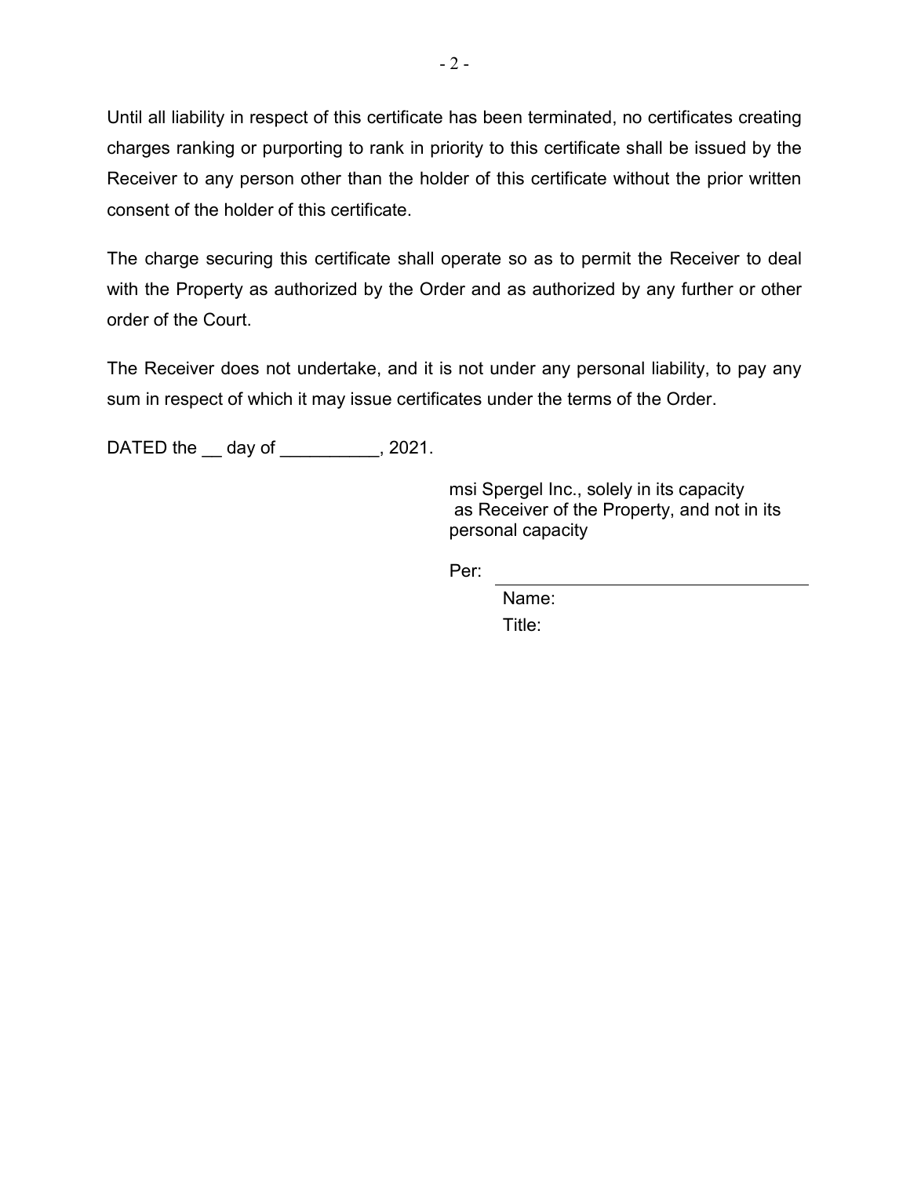Until all liability in respect of this certificate has been terminated, no certificates creating charges ranking or purporting to rank in priority to this certificate shall be issued by the Receiver to any person other than the holder of this certificate without the prior written consent of the holder of this certificate.

The charge securing this certificate shall operate so as to permit the Receiver to deal with the Property as authorized by the Order and as authorized by any further or other order of the Court.

The Receiver does not undertake, and it is not under any personal liability, to pay any sum in respect of which it may issue certificates under the terms of the Order.

DATED the __ day of __________, 2021.

msi Spergel Inc., solely in its capacity as Receiver of the Property, and not in its personal capacity

Per: ______________________________

Name:

Title: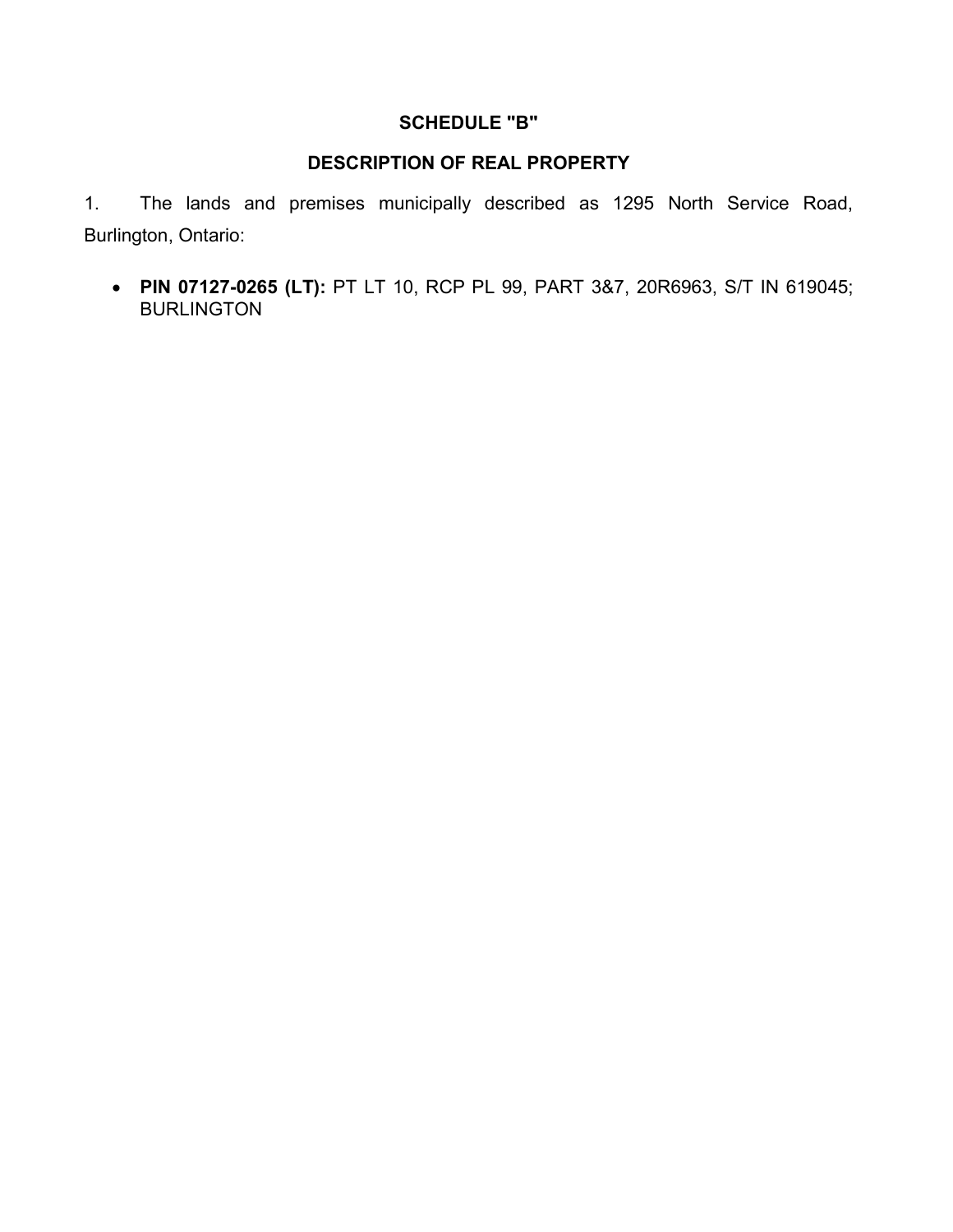## SCHEDULE "B"

## DESCRIPTION OF REAL PROPERTY

1. The lands and premises municipally described as 1295 North Service Road, Burlington, Ontario:

- **PIN 07127-0265 (LT):** PT LT 10, RCP PL 99, PART 3&7, 20R6963, S/T IN 619045; BURLINGTON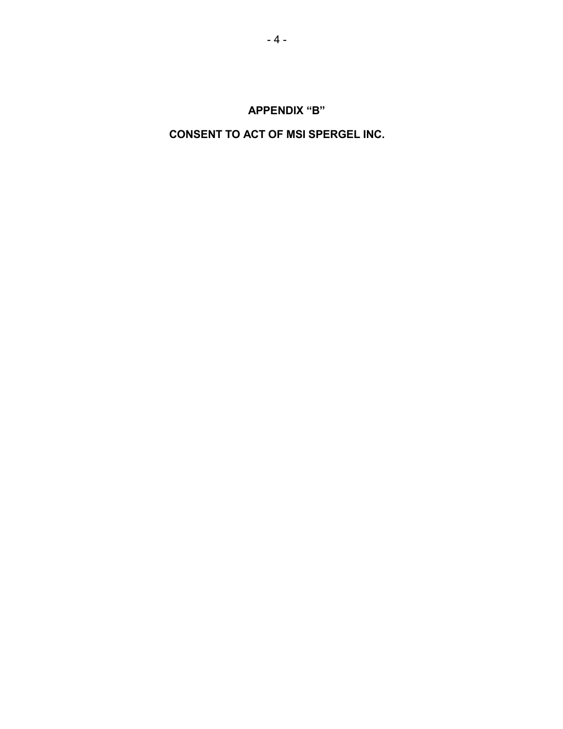# APPENDIX "B"

# CONSENT TO ACT OF MSI SPERGEL INC.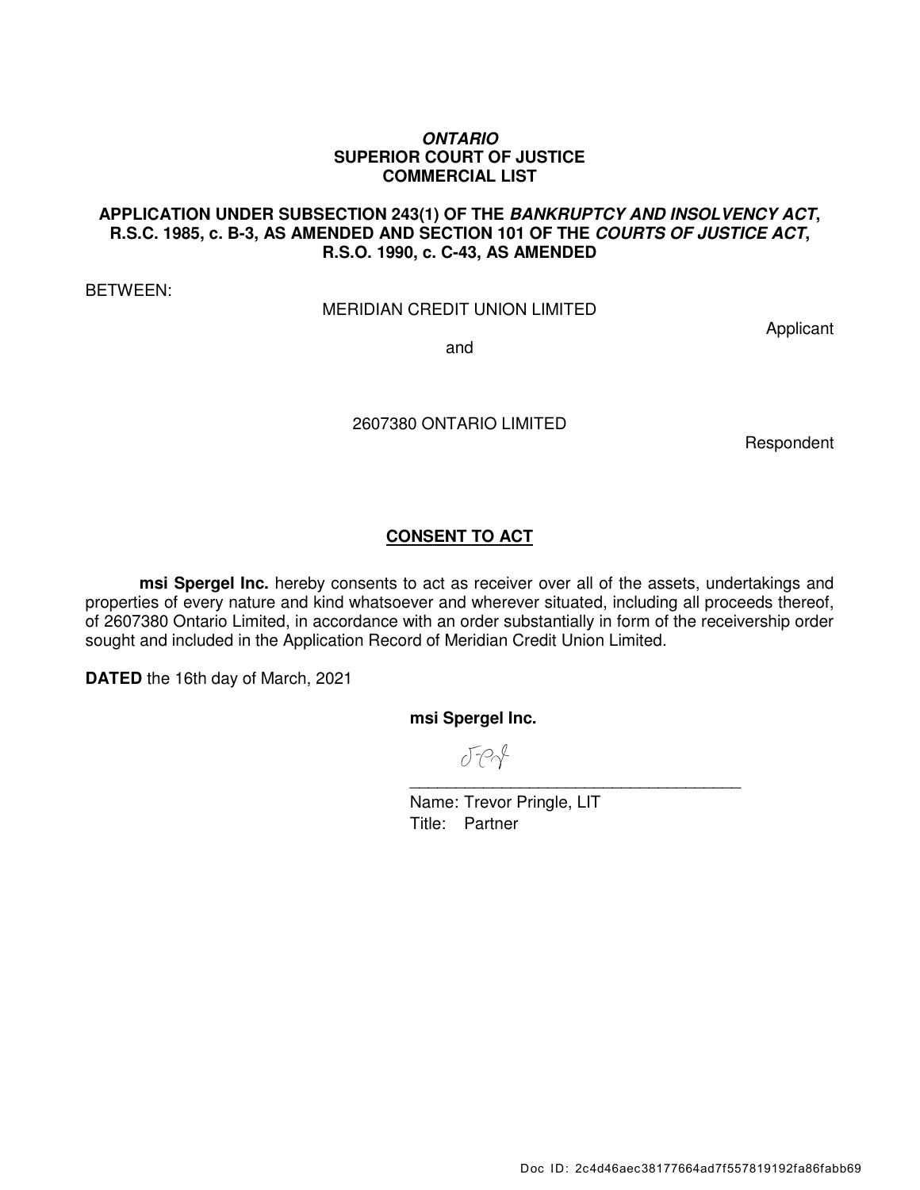***ONTARIO***
**SUPERIOR COURT OF JUSTICE**
**COMMERCIAL LIST**

**APPLICATION UNDER SUBSECTION 243(1) OF THE *BANKRUPTCY AND INSOLVENCY ACT*, R.S.C. 1985, c. B-3, AS AMENDED AND SECTION 101 OF THE *COURTS OF JUSTICE ACT*, R.S.O. 1990, c. C-43, AS AMENDED**

BETWEEN:

MERIDIAN CREDIT UNION LIMITED

Applicant

and

2607380 ONTARIO LIMITED

Respondent

## CONSENT TO ACT

**msi Spergel Inc.** hereby consents to act as receiver over all of the assets, undertakings and properties of every nature and kind whatsoever and wherever situated, including all proceeds thereof, of 2607380 Ontario Limited, in accordance with an order substantially in form of the receivership order sought and included in the Application Record of Meridian Credit Union Limited.

**DATED** the 16th day of March, 2021

**msi Spergel Inc.**

\_\_\_\_\_\_\_\_\_\_\_\_\_\_\_\_\_\_\_\_\_\_\_\_\_\_\_\_\_\_\_\_\_\_\_\_\_\_

Name: Trevor Pringle, LIT
Title: Partner

Doc ID: 2c4d46aec38177664ad7f557819192fa86fabb69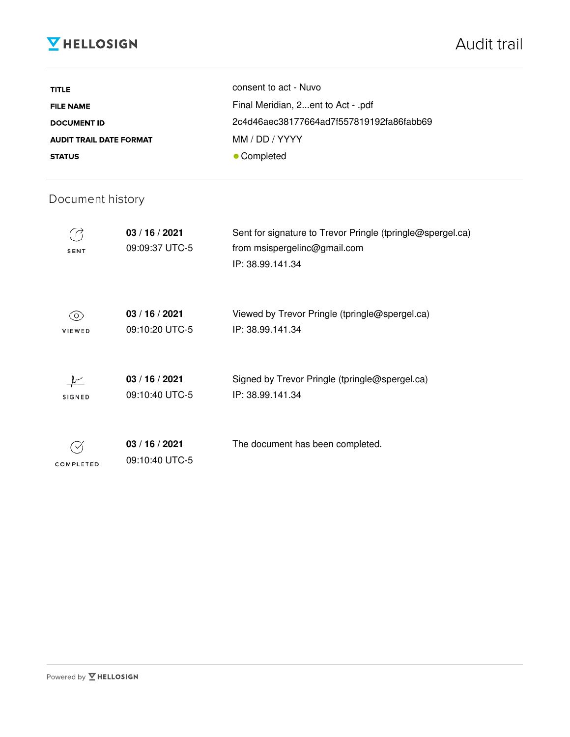HELLOSIGN

# Audit trail

| | |
|---|---|
| **TITLE** | consent to act - Nuvo |
| **FILE NAME** | Final Meridian, 2...ent to Act - .pdf |
| **DOCUMENT ID** | 2c4d46aec38177664ad7f557819192fa86fabb69 |
| **AUDIT TRAIL DATE FORMAT** | MM / DD / YYYY |
| **STATUS** | ● Completed |

## Document history

| | | |
|---|---|---|
| SENT | **03** / **16** / **2021** 09:09:37 UTC-5 | Sent for signature to Trevor Pringle (tpringle@spergel.ca) from msispergelinc@gmail.com IP: 38.99.141.34 |
| VIEWED | **03** / **16** / **2021** 09:10:20 UTC-5 | Viewed by Trevor Pringle (tpringle@spergel.ca) IP: 38.99.141.34 |
| SIGNED | **03** / **16** / **2021** 09:10:40 UTC-5 | Signed by Trevor Pringle (tpringle@spergel.ca) IP: 38.99.141.34 |
| COMPLETED | **03** / **16** / **2021** 09:10:40 UTC-5 | The document has been completed. |

Powered by HELLOSIGN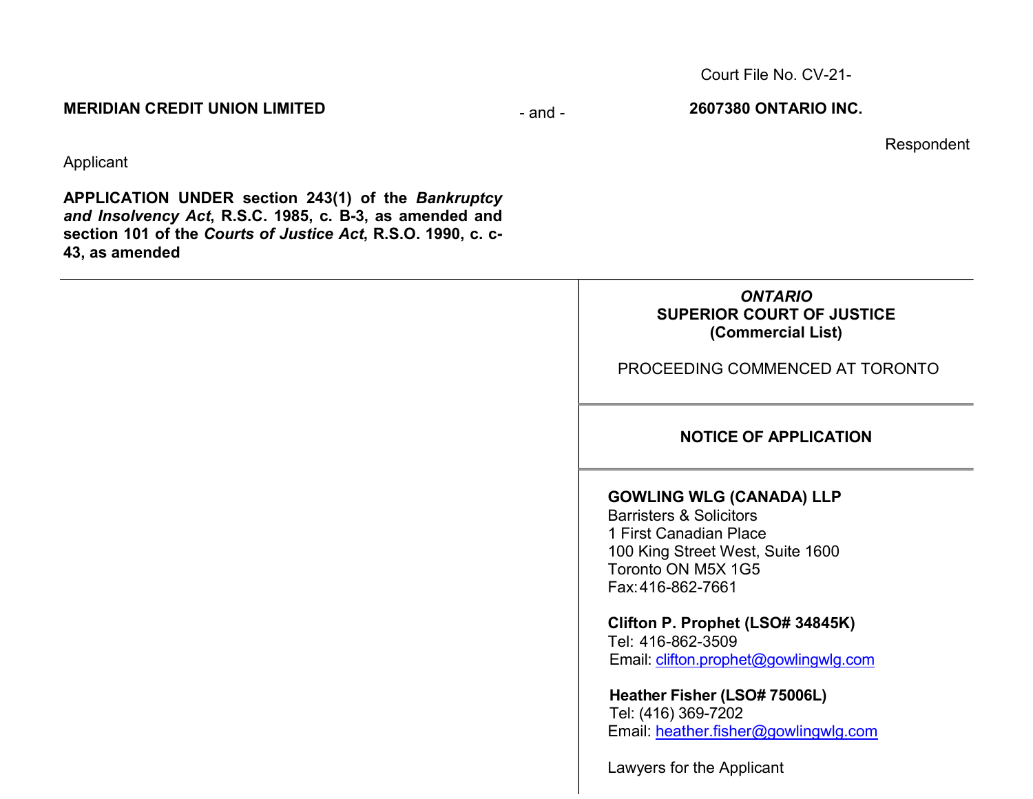Court File No. CV-21-

**MERIDIAN CREDIT UNION LIMITED** - and - **2607380 ONTARIO INC.**

Applicant

Respondent

**APPLICATION UNDER section 243(1) of the *Bankruptcy and Insolvency Act*, R.S.C. 1985, c. B-3, as amended and section 101 of the *Courts of Justice Act*, R.S.O. 1990, c. c-43, as amended**

***ONTARIO***
**SUPERIOR COURT OF JUSTICE**
**(Commercial List)**

PROCEEDING COMMENCED AT TORONTO

**NOTICE OF APPLICATION**

**GOWLING WLG (CANADA) LLP**
Barristers & Solicitors
1 First Canadian Place
100 King Street West, Suite 1600
Toronto ON M5X 1G5
Fax: 416-862-7661

**Clifton P. Prophet (LSO# 34845K)**
Tel: 416-862-3509
Email: clifton.prophet@gowlingwlg.com

**Heather Fisher (LSO# 75006L)**
Tel: (416) 369-7202
Email: heather.fisher@gowlingwlg.com

Lawyers for the Applicant